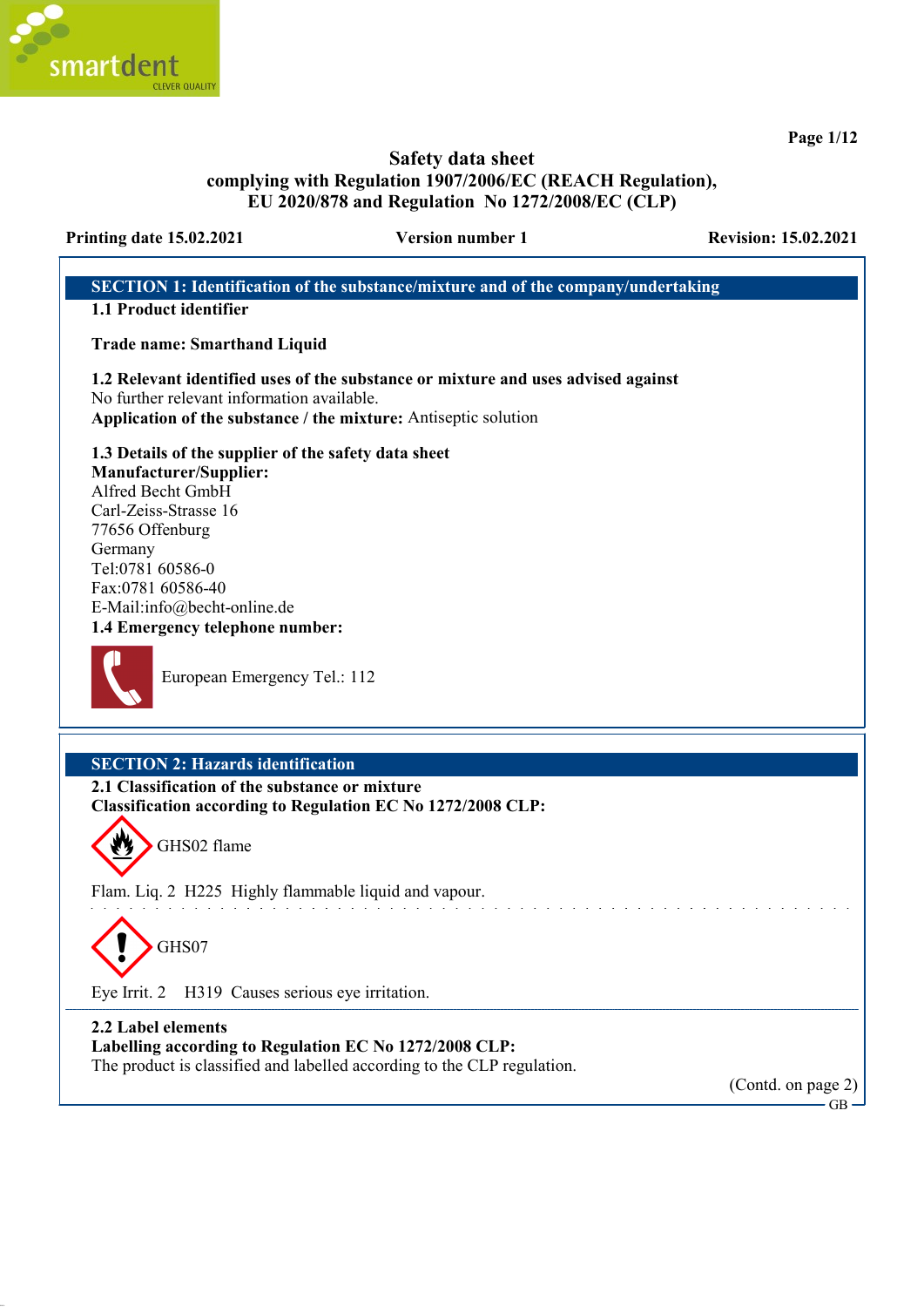# Safety data sheet
## complying with Regulation 1907/2006/EC (REACH Regulation), EU 2020/878 and Regulation No 1272/2008/EC (CLP)

**Printing date 15.02.2021** **Version number 1** **Revision: 15.02.2021**

## SECTION 1: Identification of the substance/mixture and of the company/undertaking

**1.1 Product identifier**

**Trade name: Smarthand Liquid**

**1.2 Relevant identified uses of the substance or mixture and uses advised against**
No further relevant information available.
**Application of the substance / the mixture:** Antiseptic solution

**1.3 Details of the supplier of the safety data sheet**
**Manufacturer/Supplier:**
Alfred Becht GmbH
Carl-Zeiss-Strasse 16
77656 Offenburg
Germany
Tel:0781 60586-0
Fax:0781 60586-40
E-Mail:info@becht-online.de

**1.4 Emergency telephone number:**

European Emergency Tel.: 112

## SECTION 2: Hazards identification

**2.1 Classification of the substance or mixture**
**Classification according to Regulation EC No 1272/2008 CLP:**

GHS02 flame

Flam. Liq. 2 H225 Highly flammable liquid and vapour.

GHS07

Eye Irrit. 2 H319 Causes serious eye irritation.

**2.2 Label elements**
**Labelling according to Regulation EC No 1272/2008 CLP:**
The product is classified and labelled according to the CLP regulation.

(Contd. on page 2)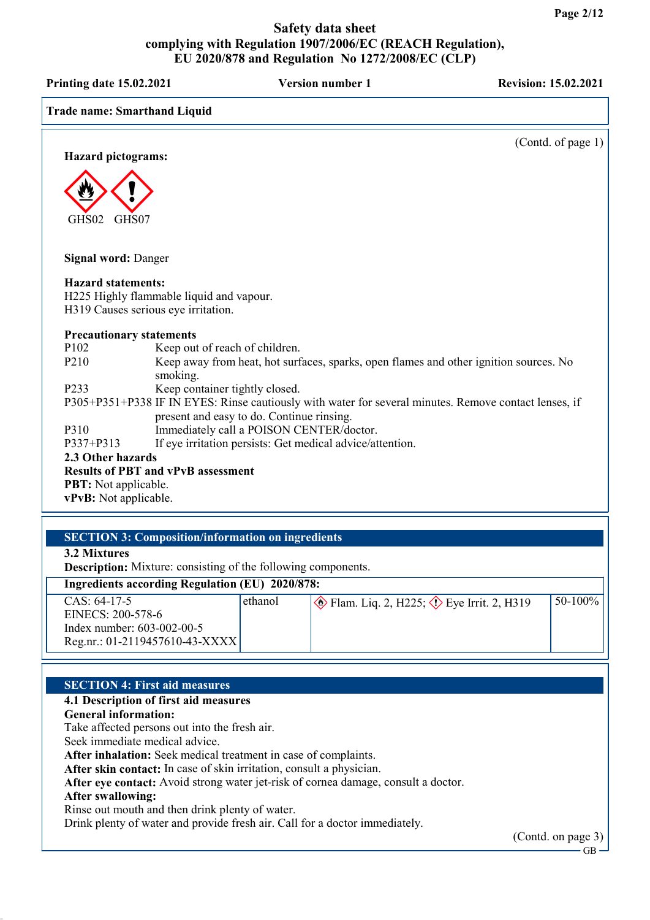Trade name: Smarthand Liquid

(Contd. of page 1)

**Hazard pictograms:**

GHS02 GHS07

**Signal word:** Danger

**Hazard statements:**
H225 Highly flammable liquid and vapour.
H319 Causes serious eye irritation.

**Precautionary statements**

| | |
|---|---|
| P102 | Keep out of reach of children. |
| P210 | Keep away from heat, hot surfaces, sparks, open flames and other ignition sources. No smoking. |
| P233 | Keep container tightly closed. |
| P305+P351+P338 | IF IN EYES: Rinse cautiously with water for several minutes. Remove contact lenses, if present and easy to do. Continue rinsing. |
| P310 | Immediately call a POISON CENTER/doctor. |
| P337+P313 | If eye irritation persists: Get medical advice/attention. |

**2.3 Other hazards**
**Results of PBT and vPvB assessment**
**PBT:** Not applicable.
**vPvB:** Not applicable.

## SECTION 3: Composition/information on ingredients

**3.2 Mixtures**
**Description:** Mixture: consisting of the following components.

| Ingredients according Regulation (EU) 2020/878: | | | |
|---|---|---|---|
| CAS: 64-17-5<br>EINECS: 200-578-6<br>Index number: 603-002-00-5<br>Reg.nr.: 01-2119457610-43-XXXX | ethanol | Flam. Liq. 2, H225; Eye Irrit. 2, H319 | 50-100% |

## SECTION 4: First aid measures

**4.1 Description of first aid measures**
**General information:**
Take affected persons out into the fresh air.
Seek immediate medical advice.
**After inhalation:** Seek medical treatment in case of complaints.
**After skin contact:** In case of skin irritation, consult a physician.
**After eye contact:** Avoid strong water jet-risk of cornea damage, consult a doctor.
**After swallowing:**
Rinse out mouth and then drink plenty of water.
Drink plenty of water and provide fresh air. Call for a doctor immediately.

(Contd. on page 3)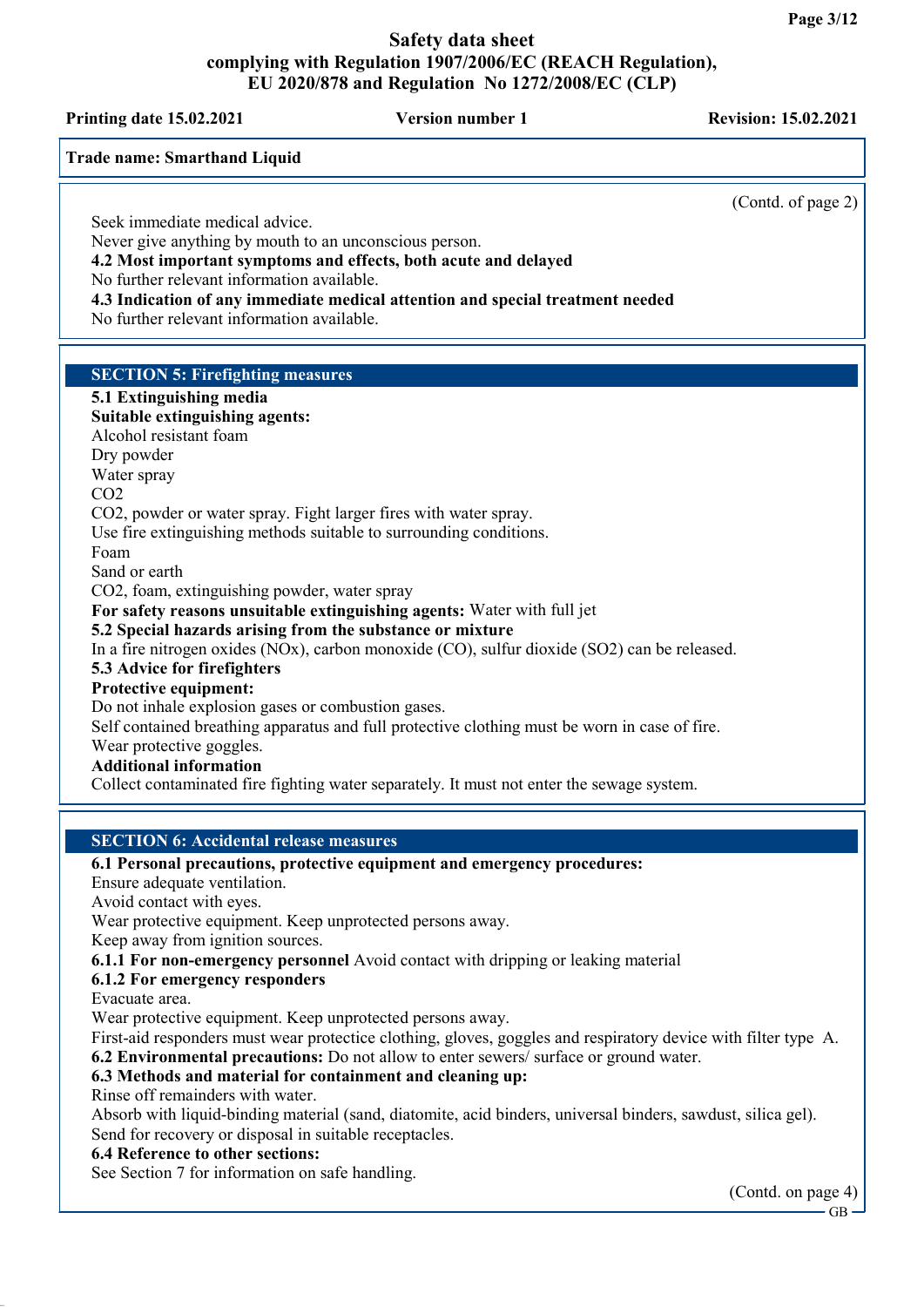Trade name: Smarthand Liquid

(Contd. of page 2)

Seek immediate medical advice.
Never give anything by mouth to an unconscious person.

**4.2 Most important symptoms and effects, both acute and delayed**
No further relevant information available.

**4.3 Indication of any immediate medical attention and special treatment needed**
No further relevant information available.

## SECTION 5: Firefighting measures

**5.1 Extinguishing media**

**Suitable extinguishing agents:**
Alcohol resistant foam
Dry powder
Water spray
$CO_2$
$CO_2$, powder or water spray. Fight larger fires with water spray.
Use fire extinguishing methods suitable to surrounding conditions.
Foam
Sand or earth
$CO_2$, foam, extinguishing powder, water spray

**For safety reasons unsuitable extinguishing agents:** Water with full jet

**5.2 Special hazards arising from the substance or mixture**
In a fire nitrogen oxides (NOx), carbon monoxide (CO), sulfur dioxide ($SO_2$) can be released.

**5.3 Advice for firefighters**

**Protective equipment:**
Do not inhale explosion gases or combustion gases.
Self contained breathing apparatus and full protective clothing must be worn in case of fire.
Wear protective goggles.

**Additional information**
Collect contaminated fire fighting water separately. It must not enter the sewage system.

## SECTION 6: Accidental release measures

**6.1 Personal precautions, protective equipment and emergency procedures:**
Ensure adequate ventilation.
Avoid contact with eyes.
Wear protective equipment. Keep unprotected persons away.
Keep away from ignition sources.

**6.1.1 For non-emergency personnel** Avoid contact with dripping or leaking material

**6.1.2 For emergency responders**
Evacuate area.
Wear protective equipment. Keep unprotected persons away.
First-aid responders must wear protectice clothing, gloves, goggles and respiratory device with filter type A.

**6.2 Environmental precautions:** Do not allow to enter sewers/ surface or ground water.

**6.3 Methods and material for containment and cleaning up:**
Rinse off remainders with water.
Absorb with liquid-binding material (sand, diatomite, acid binders, universal binders, sawdust, silica gel).
Send for recovery or disposal in suitable receptacles.

**6.4 Reference to other sections:**
See Section 7 for information on safe handling.

(Contd. on page 4)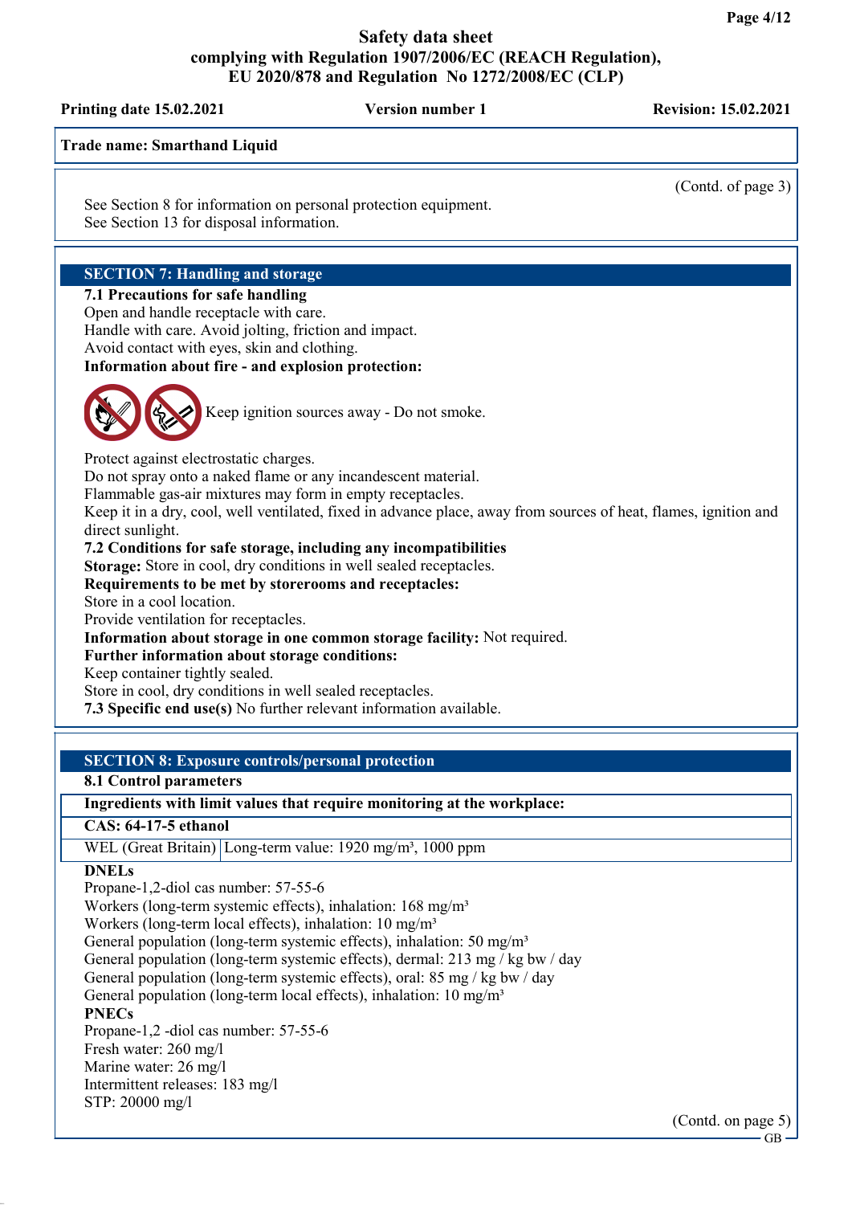Trade name: Smarthand Liquid

(Contd. of page 3)

See Section 8 for information on personal protection equipment.
See Section 13 for disposal information.

## SECTION 7: Handling and storage

**7.1 Precautions for safe handling**
Open and handle receptacle with care.
Handle with care. Avoid jolting, friction and impact.
Avoid contact with eyes, skin and clothing.

**Information about fire - and explosion protection:**

Keep ignition sources away - Do not smoke.

Protect against electrostatic charges.
Do not spray onto a naked flame or any incandescent material.
Flammable gas-air mixtures may form in empty receptacles.
Keep it in a dry, cool, well ventilated, fixed in advance place, away from sources of heat, flames, ignition and direct sunlight.

**7.2 Conditions for safe storage, including any incompatibilities**
**Storage:** Store in cool, dry conditions in well sealed receptacles.
**Requirements to be met by storerooms and receptacles:**
Store in a cool location.
Provide ventilation for receptacles.
**Information about storage in one common storage facility:** Not required.
**Further information about storage conditions:**
Keep container tightly sealed.
Store in cool, dry conditions in well sealed receptacles.
**7.3 Specific end use(s)** No further relevant information available.

## SECTION 8: Exposure controls/personal protection

**8.1 Control parameters**

| Ingredients with limit values that require monitoring at the workplace: | |
|---|---|
| **CAS: 64-17-5 ethanol** | |
| WEL (Great Britain) | Long-term value: 1920 mg/m³, 1000 ppm |

**DNELs**
Propane-1,2-diol cas number: 57-55-6
Workers (long-term systemic effects), inhalation: 168 mg/m³
Workers (long-term local effects), inhalation: 10 mg/m³
General population (long-term systemic effects), inhalation: 50 mg/m³
General population (long-term systemic effects), dermal: 213 mg / kg bw / day
General population (long-term systemic effects), oral: 85 mg / kg bw / day
General population (long-term local effects), inhalation: 10 mg/m³

**PNECs**
Propane-1,2 -diol cas number: 57-55-6
Fresh water: 260 mg/l
Marine water: 26 mg/l
Intermittent releases: 183 mg/l
STP: 20000 mg/l

(Contd. on page 5)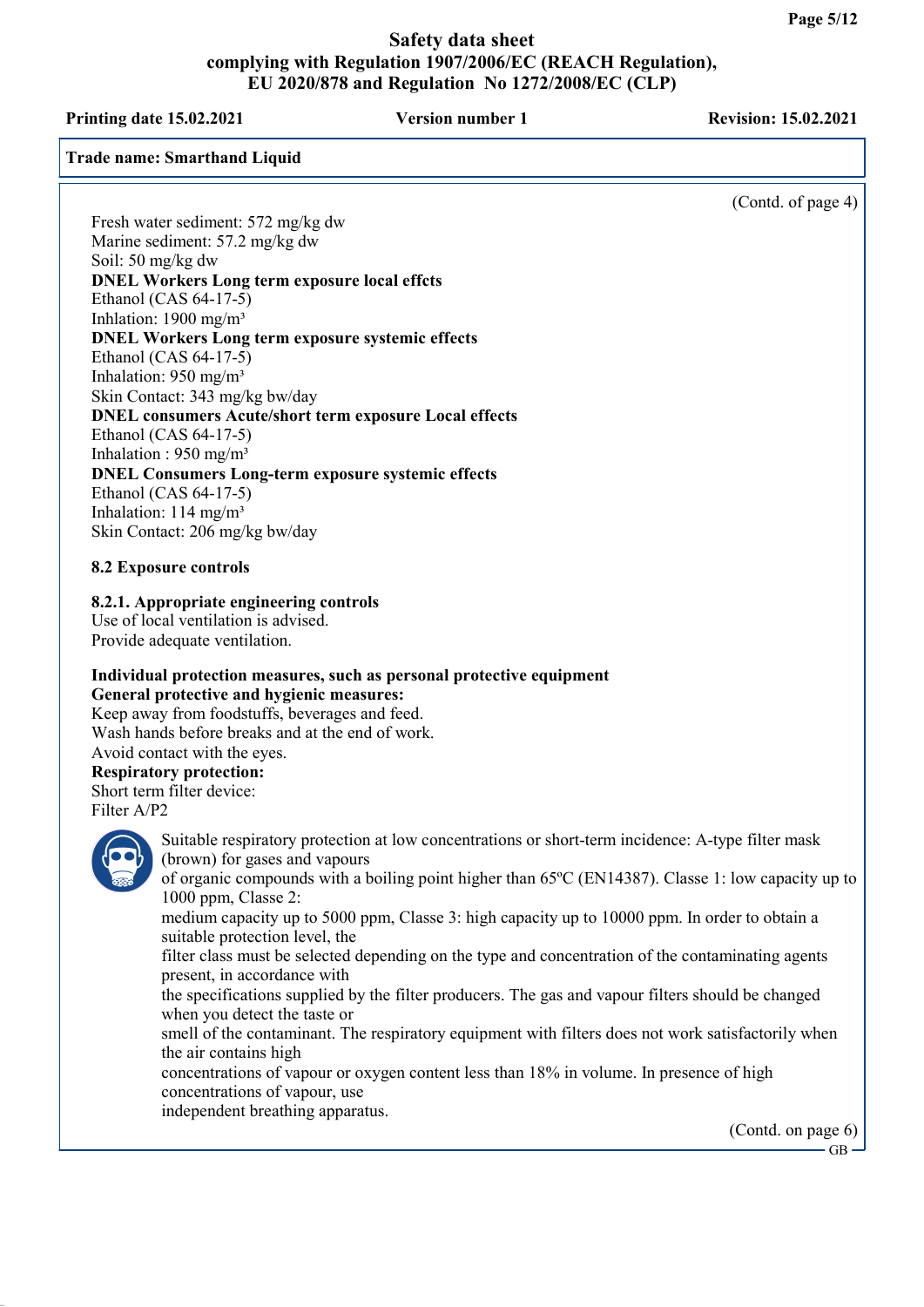(Contd. of page 4)

Fresh water sediment: 572 mg/kg dw
Marine sediment: 57.2 mg/kg dw
Soil: 50 mg/kg dw

**DNEL Workers Long term exposure local effcts**
Ethanol (CAS 64-17-5)
Inhlation: 1900 mg/m³

**DNEL Workers Long term exposure systemic effects**
Ethanol (CAS 64-17-5)
Inhalation: 950 mg/m³
Skin Contact: 343 mg/kg bw/day

**DNEL consumers Acute/short term exposure Local effects**
Ethanol (CAS 64-17-5)
Inhalation : 950 mg/m³

**DNEL Consumers Long-term exposure systemic effects**
Ethanol (CAS 64-17-5)
Inhalation: 114 mg/m³
Skin Contact: 206 mg/kg bw/day

**8.2 Exposure controls**

**8.2.1. Appropriate engineering controls**
Use of local ventilation is advised.
Provide adequate ventilation.

**Individual protection measures, such as personal protective equipment**
**General protective and hygienic measures:**
Keep away from foodstuffs, beverages and feed.
Wash hands before breaks and at the end of work.
Avoid contact with the eyes.

**Respiratory protection:**
Short term filter device:
Filter A/P2

Suitable respiratory protection at low concentrations or short-term incidence: A-type filter mask (brown) for gases and vapours of organic compounds with a boiling point higher than 65ºC (EN14387). Classe 1: low capacity up to 1000 ppm, Classe 2: medium capacity up to 5000 ppm, Classe 3: high capacity up to 10000 ppm. In order to obtain a suitable protection level, the filter class must be selected depending on the type and concentration of the contaminating agents present, in accordance with the specifications supplied by the filter producers. The gas and vapour filters should be changed when you detect the taste or smell of the contaminant. The respiratory equipment with filters does not work satisfactorily when the air contains high concentrations of vapour or oxygen content less than 18% in volume. In presence of high concentrations of vapour, use independent breathing apparatus.

(Contd. on page 6)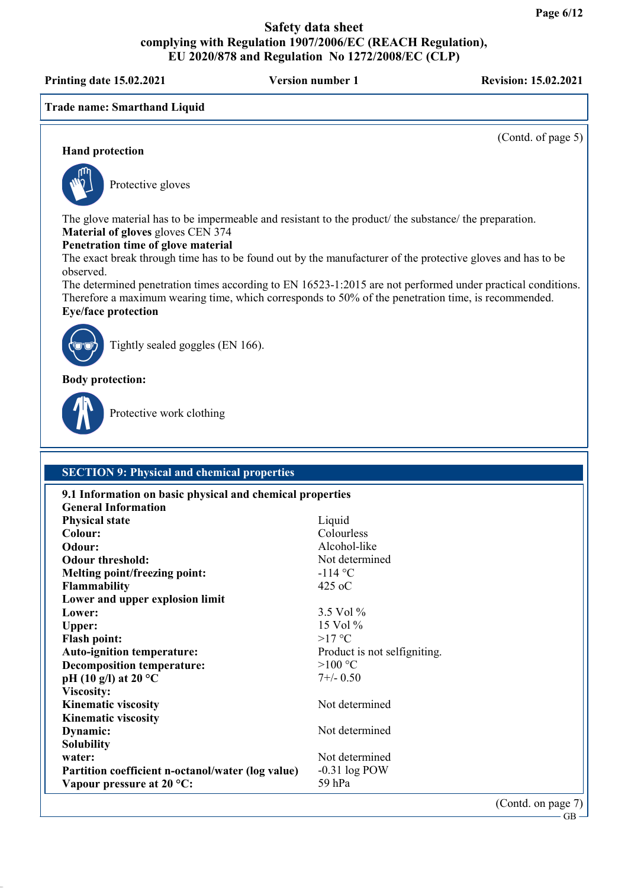**Trade name: Smarthand Liquid**

(Contd. of page 5)

**Hand protection**

Protective gloves

The glove material has to be impermeable and resistant to the product/ the substance/ the preparation.

**Material of gloves** gloves CEN 374

**Penetration time of glove material**

The exact break through time has to be found out by the manufacturer of the protective gloves and has to be observed.

The determined penetration times according to EN 16523-1:2015 are not performed under practical conditions. Therefore a maximum wearing time, which corresponds to 50% of the penetration time, is recommended.

**Eye/face protection**

Tightly sealed goggles (EN 166).

**Body protection:**

Protective work clothing

## SECTION 9: Physical and chemical properties

**9.1 Information on basic physical and chemical properties**

**General Information**

| | |
|---|---|
| **Physical state** | Liquid |
| **Colour:** | Colourless |
| **Odour:** | Alcohol-like |
| **Odour threshold:** | Not determined |
| **Melting point/freezing point:** | -114 °C |
| **Flammability** | 425 oC |
| **Lower and upper explosion limit** | |
| **Lower:** | 3.5 Vol % |
| **Upper:** | 15 Vol % |
| **Flash point:** | >17 °C |
| **Auto-ignition temperature:** | Product is not selfigniting. |
| **Decomposition temperature:** | >100 °C |
| **pH (10 g/l) at 20 °C** | 7+/- 0.50 |
| **Viscosity:** | |
| **Kinematic viscosity** | Not determined |
| **Kinematic viscosity** | |
| **Dynamic:** | Not determined |
| **Solubility** | |
| **water:** | Not determined |
| **Partition coefficient n-octanol/water (log value)** | -0.31 log POW |
| **Vapour pressure at 20 °C:** | 59 hPa |

(Contd. on page 7)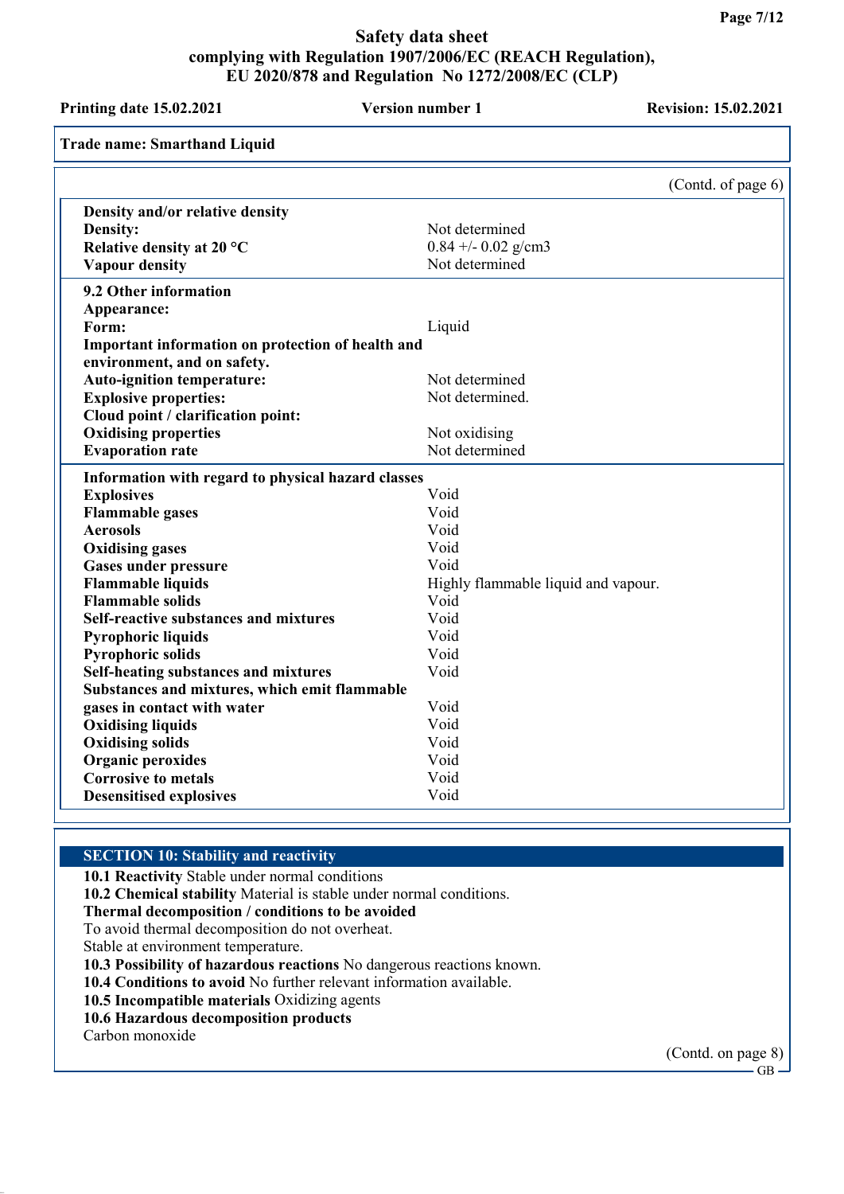**Safety data sheet**
**complying with Regulation 1907/2006/EC (REACH Regulation), EU 2020/878 and Regulation No 1272/2008/EC (CLP)**

**Printing date 15.02.2021** | **Version number 1** | **Revision: 15.02.2021**

**Trade name: Smarthand Liquid**

(Contd. of page 6)

| | |
|---|---|
| **Density and/or relative density** | |
| **Density:** | Not determined |
| **Relative density at 20 °C** | 0.84 +/- 0.02 g/cm3 |
| **Vapour density** | Not determined |

| | |
|---|---|
| **9.2 Other information** | |
| **Appearance:** | |
| **Form:** | Liquid |
| **Important information on protection of health and environment, and on safety.** | |
| **Auto-ignition temperature:** | Not determined |
| **Explosive properties:** | Not determined. |
| **Cloud point / clarification point:** | |
| **Oxidising properties** | Not oxidising |
| **Evaporation rate** | Not determined |

| | |
|---|---|
| **Information with regard to physical hazard classes** | |
| **Explosives** | Void |
| **Flammable gases** | Void |
| **Aerosols** | Void |
| **Oxidising gases** | Void |
| **Gases under pressure** | Void |
| **Flammable liquids** | Highly flammable liquid and vapour. |
| **Flammable solids** | Void |
| **Self-reactive substances and mixtures** | Void |
| **Pyrophoric liquids** | Void |
| **Pyrophoric solids** | Void |
| **Self-heating substances and mixtures** | Void |
| **Substances and mixtures, which emit flammable gases in contact with water** | Void |
| **Oxidising liquids** | Void |
| **Oxidising solids** | Void |
| **Organic peroxides** | Void |
| **Corrosive to metals** | Void |
| **Desensitised explosives** | Void |

## SECTION 10: Stability and reactivity

**10.1 Reactivity** Stable under normal conditions
**10.2 Chemical stability** Material is stable under normal conditions.
**Thermal decomposition / conditions to be avoided**
To avoid thermal decomposition do not overheat.
Stable at environment temperature.
**10.3 Possibility of hazardous reactions** No dangerous reactions known.
**10.4 Conditions to avoid** No further relevant information available.
**10.5 Incompatible materials** Oxidizing agents
**10.6 Hazardous decomposition products**
Carbon monoxide

(Contd. on page 8)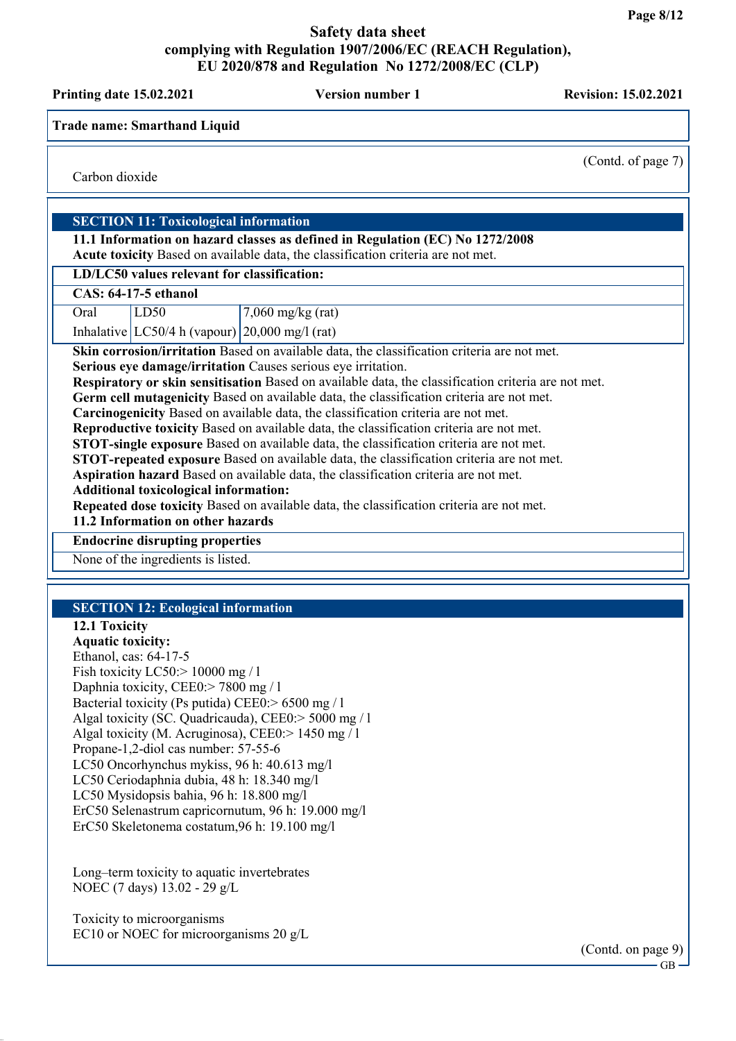Carbon dioxide

## SECTION 11: Toxicological information

**11.1 Information on hazard classes as defined in Regulation (EC) No 1272/2008**

**Acute toxicity** Based on available data, the classification criteria are not met.

| LD/LC50 values relevant for classification: | | |
|---|---|---|
| **CAS: 64-17-5 ethanol** | | |
| Oral | LD50 | 7,060 mg/kg (rat) |
| Inhalative | LC50/4 h (vapour) | 20,000 mg/l (rat) |

**Skin corrosion/irritation** Based on available data, the classification criteria are not met.
**Serious eye damage/irritation** Causes serious eye irritation.
**Respiratory or skin sensitisation** Based on available data, the classification criteria are not met.
**Germ cell mutagenicity** Based on available data, the classification criteria are not met.
**Carcinogenicity** Based on available data, the classification criteria are not met.
**Reproductive toxicity** Based on available data, the classification criteria are not met.
**STOT-single exposure** Based on available data, the classification criteria are not met.
**STOT-repeated exposure** Based on available data, the classification criteria are not met.
**Aspiration hazard** Based on available data, the classification criteria are not met.
**Additional toxicological information:**
**Repeated dose toxicity** Based on available data, the classification criteria are not met.

**11.2 Information on other hazards**

**Endocrine disrupting properties**

None of the ingredients is listed.

## SECTION 12: Ecological information

**12.1 Toxicity**

**Aquatic toxicity:**

Ethanol, cas: 64-17-5
Fish toxicity LC50:> 10000 mg / l
Daphnia toxicity, CEE0:> 7800 mg / l
Bacterial toxicity (Ps putida) CEE0:> 6500 mg / l
Algal toxicity (SC. Quadricauda), CEE0:> 5000 mg / l
Algal toxicity (M. Acruginosa), CEE0:> 1450 mg / l
Propane-1,2-diol cas number: 57-55-6
LC50 Oncorhynchus mykiss, 96 h: 40.613 mg/l
LC50 Ceriodaphnia dubia, 48 h: 18.340 mg/l
LC50 Mysidopsis bahia, 96 h: 18.800 mg/l
ErC50 Selenastrum capricornutum, 96 h: 19.000 mg/l
ErC50 Skeletonema costatum,96 h: 19.100 mg/l

Long–term toxicity to aquatic invertebrates
NOEC (7 days) 13.02 - 29 g/L

Toxicity to microorganisms
EC10 or NOEC for microorganisms 20 g/L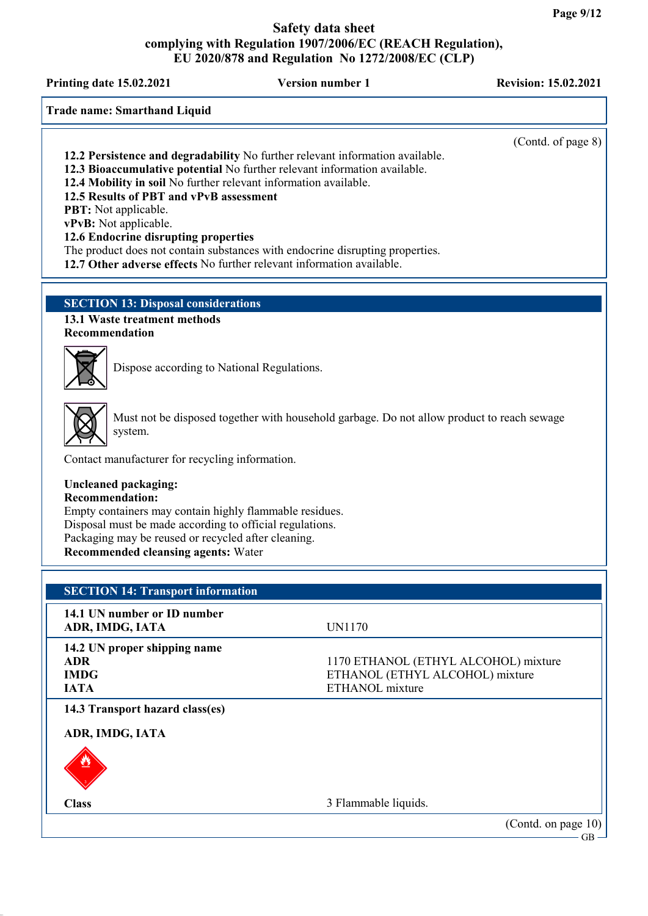Trade name: Smarthand Liquid

(Contd. of page 8)

**12.2 Persistence and degradability** No further relevant information available.
**12.3 Bioaccumulative potential** No further relevant information available.
**12.4 Mobility in soil** No further relevant information available.
**12.5 Results of PBT and vPvB assessment**
**PBT:** Not applicable.
**vPvB:** Not applicable.
**12.6 Endocrine disrupting properties**
The product does not contain substances with endocrine disrupting properties.
**12.7 Other adverse effects** No further relevant information available.

## SECTION 13: Disposal considerations

**13.1 Waste treatment methods**
**Recommendation**

Dispose according to National Regulations.

Must not be disposed together with household garbage. Do not allow product to reach sewage system.

Contact manufacturer for recycling information.

**Uncleaned packaging:**
**Recommendation:**
Empty containers may contain highly flammable residues.
Disposal must be made according to official regulations.
Packaging may be reused or recycled after cleaning.
**Recommended cleansing agents:** Water

## SECTION 14: Transport information

| | |
|---|---|
| **14.1 UN number or ID number** | |
| **ADR, IMDG, IATA** | UN1170 |
| **14.2 UN proper shipping name** | |
| **ADR** | 1170 ETHANOL (ETHYL ALCOHOL) mixture |
| **IMDG** | ETHANOL (ETHYL ALCOHOL) mixture |
| **IATA** | ETHANOL mixture |
| **14.3 Transport hazard class(es)** | |
| **ADR, IMDG, IATA** | |
| **Class** | 3 Flammable liquids. |

(Contd. on page 10)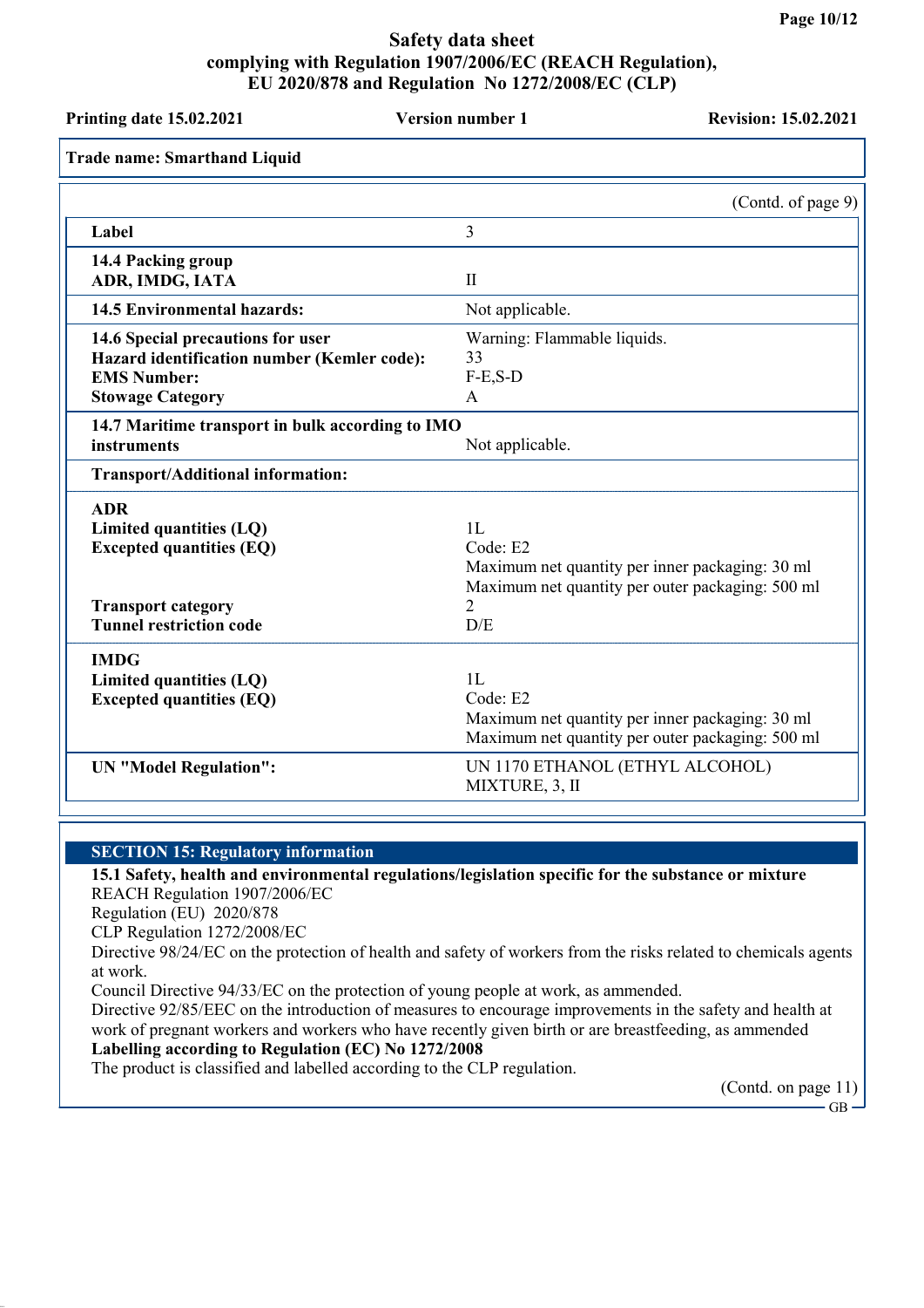Trade name: Smarthand Liquid

(Contd. of page 9)

| | |
|---|---|
| **Label** | 3 |
| **14.4 Packing group**<br>**ADR, IMDG, IATA** | II |
| **14.5 Environmental hazards:** | Not applicable. |
| **14.6 Special precautions for user** | Warning: Flammable liquids. |
| **Hazard identification number (Kemler code):** | 33 |
| **EMS Number:** | F-E,S-D |
| **Stowage Category** | A |
| **14.7 Maritime transport in bulk according to IMO instruments** | Not applicable. |
| **Transport/Additional information:** | |
| **ADR** | |
| **Limited quantities (LQ)** | 1L |
| **Excepted quantities (EQ)** | Code: E2<br>Maximum net quantity per inner packaging: 30 ml<br>Maximum net quantity per outer packaging: 500 ml |
| **Transport category** | 2 |
| **Tunnel restriction code** | D/E |
| **IMDG** | |
| **Limited quantities (LQ)** | 1L |
| **Excepted quantities (EQ)** | Code: E2<br>Maximum net quantity per inner packaging: 30 ml<br>Maximum net quantity per outer packaging: 500 ml |
| **UN "Model Regulation":** | UN 1170 ETHANOL (ETHYL ALCOHOL) MIXTURE, 3, II |

## SECTION 15: Regulatory information

**15.1 Safety, health and environmental regulations/legislation specific for the substance or mixture**

REACH Regulation 1907/2006/EC

Regulation (EU) 2020/878

CLP Regulation 1272/2008/EC

Directive 98/24/EC on the protection of health and safety of workers from the risks related to chemicals agents at work.

Council Directive 94/33/EC on the protection of young people at work, as ammended.

Directive 92/85/EEC on the introduction of measures to encourage improvements in the safety and health at work of pregnant workers and workers who have recently given birth or are breastfeeding, as ammended

**Labelling according to Regulation (EC) No 1272/2008**

The product is classified and labelled according to the CLP regulation.

(Contd. on page 11)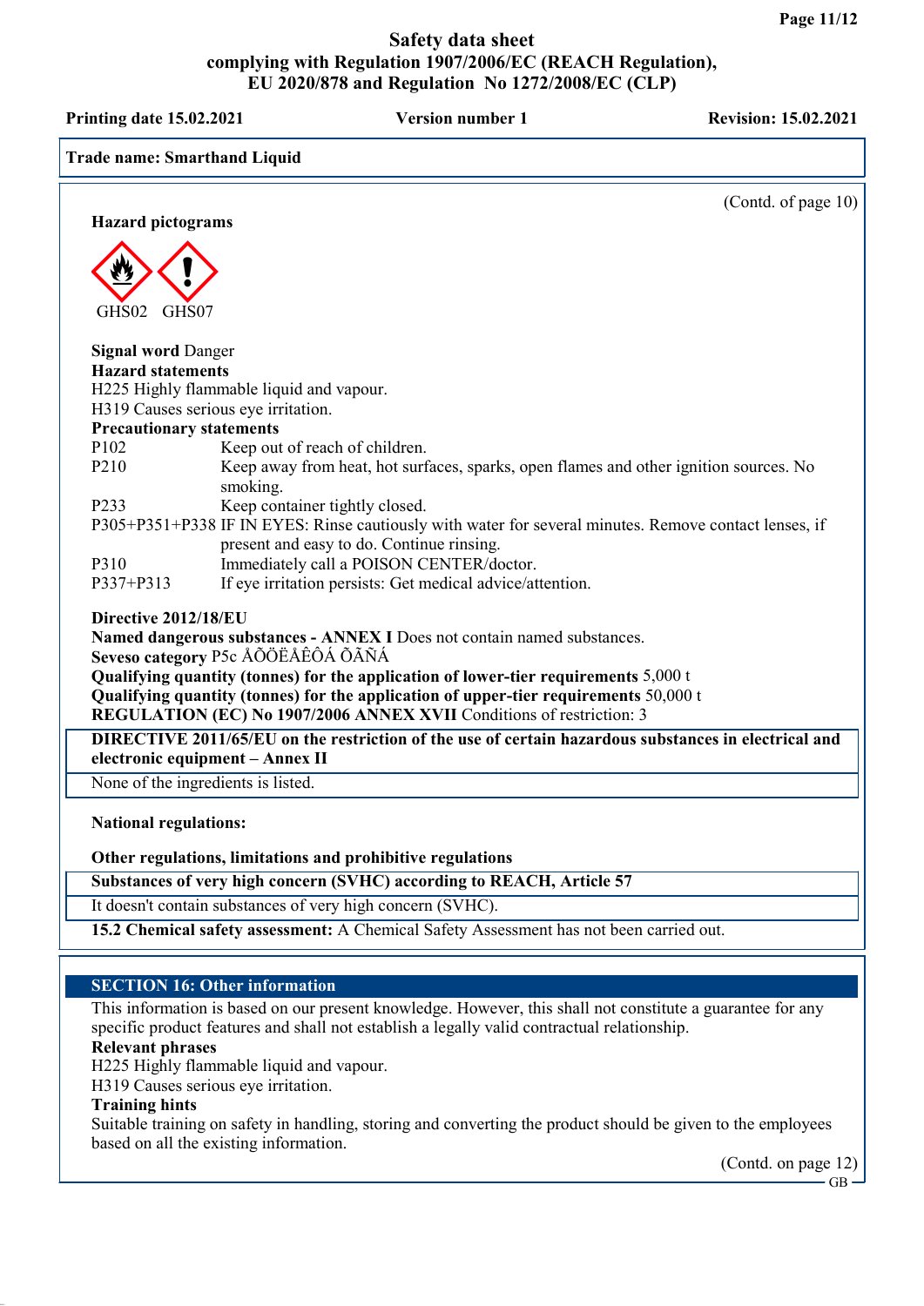Trade name: Smarthand Liquid

(Contd. of page 10)

**Hazard pictograms**

GHS02 GHS07

**Signal word** Danger

**Hazard statements**

H225 Highly flammable liquid and vapour.
H319 Causes serious eye irritation.

**Precautionary statements**

| | |
|---|---|
| P102 | Keep out of reach of children. |
| P210 | Keep away from heat, hot surfaces, sparks, open flames and other ignition sources. No smoking. |
| P233 | Keep container tightly closed. |
| P305+P351+P338 | IF IN EYES: Rinse cautiously with water for several minutes. Remove contact lenses, if present and easy to do. Continue rinsing. |
| P310 | Immediately call a POISON CENTER/doctor. |
| P337+P313 | If eye irritation persists: Get medical advice/attention. |

**Directive 2012/18/EU**

**Named dangerous substances - ANNEX I** Does not contain named substances.

**Seveso category** P5c ÅÕÖËÅÊÔÁ ÕÃÑÁ

**Qualifying quantity (tonnes) for the application of lower-tier requirements** 5,000 t

**Qualifying quantity (tonnes) for the application of upper-tier requirements** 50,000 t

**REGULATION (EC) No 1907/2006 ANNEX XVII** Conditions of restriction: 3

**DIRECTIVE 2011/65/EU on the restriction of the use of certain hazardous substances in electrical and electronic equipment – Annex II**

None of the ingredients is listed.

**National regulations:**

**Other regulations, limitations and prohibitive regulations**

**Substances of very high concern (SVHC) according to REACH, Article 57**

It doesn't contain substances of very high concern (SVHC).

**15.2 Chemical safety assessment:** A Chemical Safety Assessment has not been carried out.

## SECTION 16: Other information

This information is based on our present knowledge. However, this shall not constitute a guarantee for any specific product features and shall not establish a legally valid contractual relationship.

**Relevant phrases**

H225 Highly flammable liquid and vapour.
H319 Causes serious eye irritation.

**Training hints**

Suitable training on safety in handling, storing and converting the product should be given to the employees based on all the existing information.

(Contd. on page 12)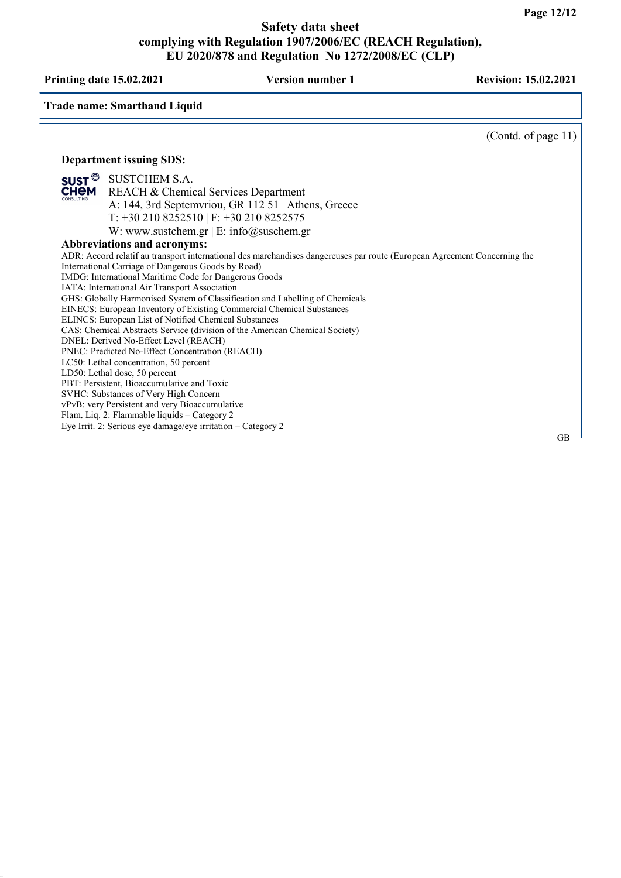(Contd. of page 11)

**Department issuing SDS:**

SUSTCHEM S.A.
REACH & Chemical Services Department
A: 144, 3rd Septemvriou, GR 112 51 | Athens, Greece
T: +30 210 8252510 | F: +30 210 8252575
W: www.sustchem.gr | E: info@suschem.gr

**Abbreviations and acronyms:**

ADR: Accord relatif au transport international des marchandises dangereuses par route (European Agreement Concerning the International Carriage of Dangerous Goods by Road)
IMDG: International Maritime Code for Dangerous Goods
IATA: International Air Transport Association
GHS: Globally Harmonised System of Classification and Labelling of Chemicals
EINECS: European Inventory of Existing Commercial Chemical Substances
ELINCS: European List of Notified Chemical Substances
CAS: Chemical Abstracts Service (division of the American Chemical Society)
DNEL: Derived No-Effect Level (REACH)
PNEC: Predicted No-Effect Concentration (REACH)
LC50: Lethal concentration, 50 percent
LD50: Lethal dose, 50 percent
PBT: Persistent, Bioaccumulative and Toxic
SVHC: Substances of Very High Concern
vPvB: very Persistent and very Bioaccumulative
Flam. Liq. 2: Flammable liquids – Category 2
Eye Irrit. 2: Serious eye damage/eye irritation – Category 2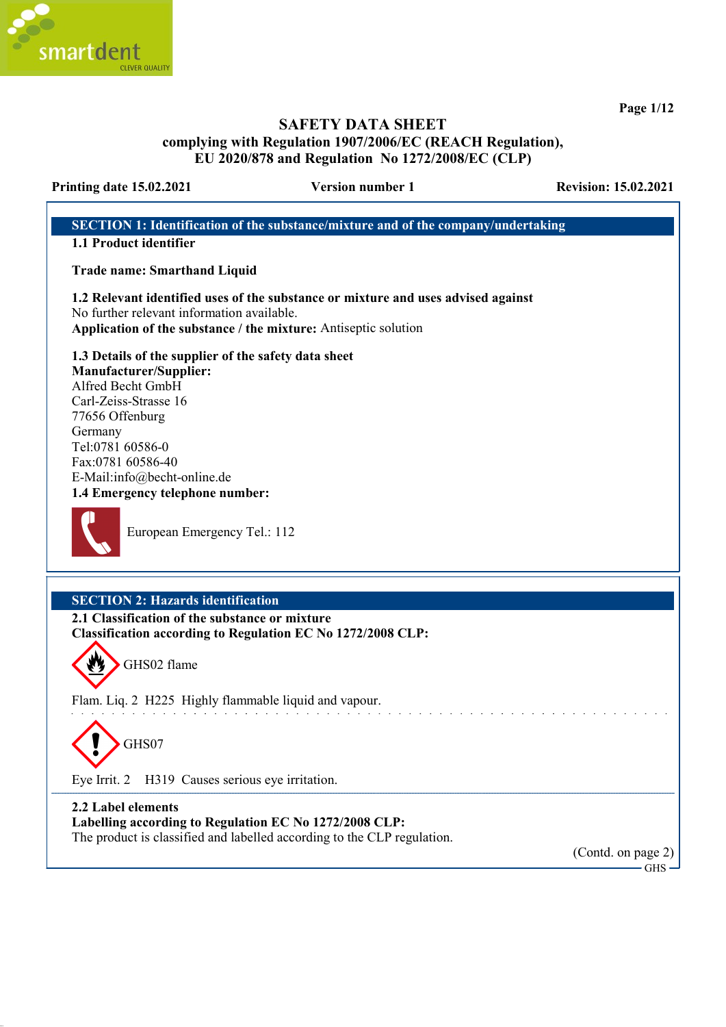# SAFETY DATA SHEET

**complying with Regulation 1907/2006/EC (REACH Regulation), EU 2020/878 and Regulation No 1272/2008/EC (CLP)**

**Printing date 15.02.2021** **Version number 1** **Revision: 15.02.2021**

## SECTION 1: Identification of the substance/mixture and of the company/undertaking

**1.1 Product identifier**

**Trade name: Smarthand Liquid**

**1.2 Relevant identified uses of the substance or mixture and uses advised against**
No further relevant information available.
**Application of the substance / the mixture:** Antiseptic solution

**1.3 Details of the supplier of the safety data sheet**
**Manufacturer/Supplier:**
Alfred Becht GmbH
Carl-Zeiss-Strasse 16
77656 Offenburg
Germany
Tel:0781 60586-0
Fax:0781 60586-40
E-Mail:info@becht-online.de

**1.4 Emergency telephone number:**

European Emergency Tel.: 112

## SECTION 2: Hazards identification

**2.1 Classification of the substance or mixture**
**Classification according to Regulation EC No 1272/2008 CLP:**

GHS02 flame

Flam. Liq. 2 H225 Highly flammable liquid and vapour.

GHS07

Eye Irrit. 2 H319 Causes serious eye irritation.

**2.2 Label elements**
**Labelling according to Regulation EC No 1272/2008 CLP:**
The product is classified and labelled according to the CLP regulation.

(Contd. on page 2)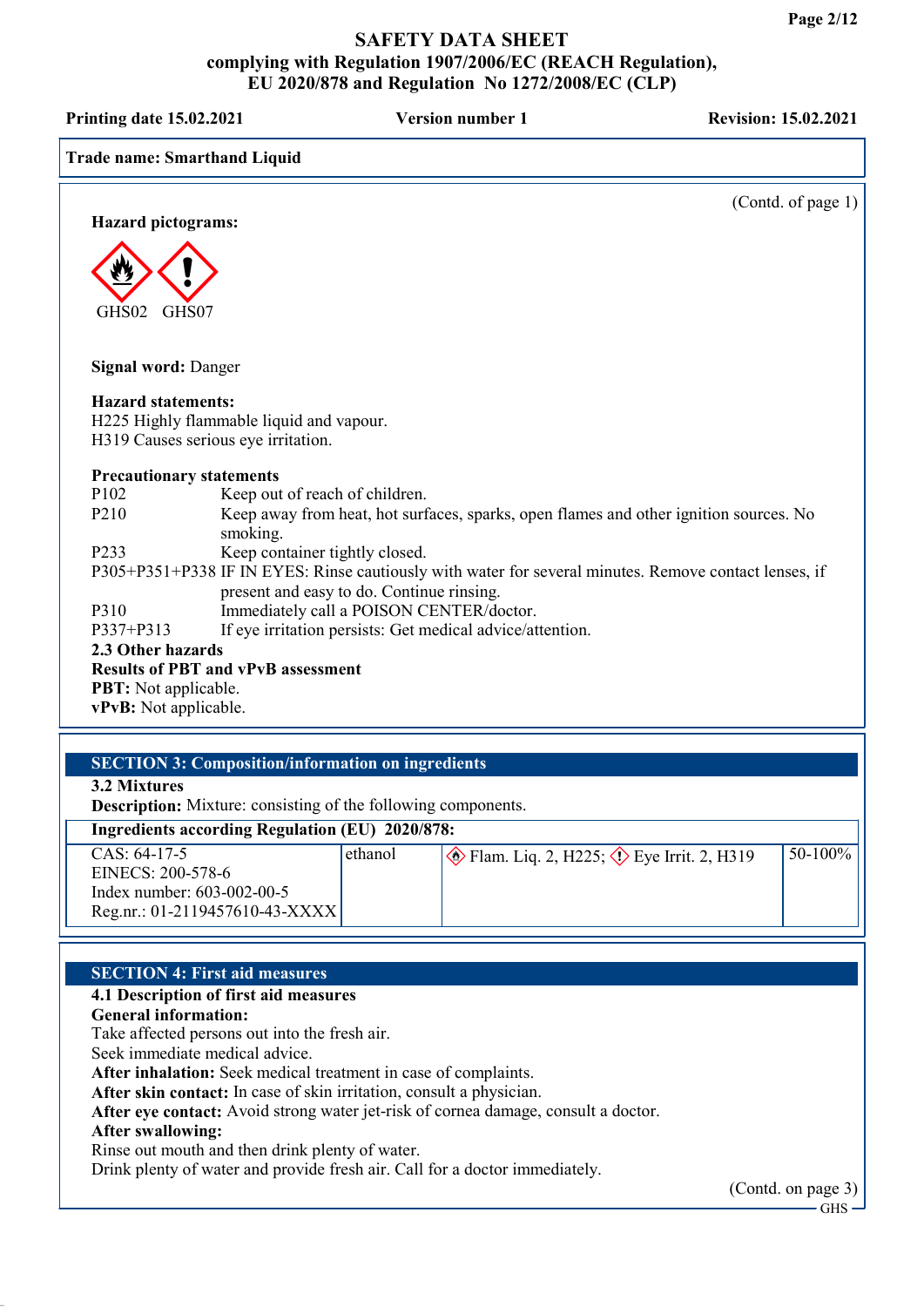# SAFETY DATA SHEET
## complying with Regulation 1907/2006/EC (REACH Regulation), EU 2020/878 and Regulation No 1272/2008/EC (CLP)

**Printing date 15.02.2021** **Version number 1** **Revision: 15.02.2021**

**Trade name: Smarthand Liquid**

(Contd. of page 1)

**Hazard pictograms:**

GHS02 GHS07

**Signal word:** Danger

**Hazard statements:**
H225 Highly flammable liquid and vapour.
H319 Causes serious eye irritation.

**Precautionary statements**

| | |
|---|---|
| P102 | Keep out of reach of children. |
| P210 | Keep away from heat, hot surfaces, sparks, open flames and other ignition sources. No smoking. |
| P233 | Keep container tightly closed. |
| P305+P351+P338 | IF IN EYES: Rinse cautiously with water for several minutes. Remove contact lenses, if present and easy to do. Continue rinsing. |
| P310 | Immediately call a POISON CENTER/doctor. |
| P337+P313 | If eye irritation persists: Get medical advice/attention. |

**2.3 Other hazards**
**Results of PBT and vPvB assessment**
**PBT:** Not applicable.
**vPvB:** Not applicable.

## SECTION 3: Composition/information on ingredients

**3.2 Mixtures**
**Description:** Mixture: consisting of the following components.

| Ingredients according Regulation (EU) 2020/878: | | | |
|---|---|---|---|
| CAS: 64-17-5<br>EINECS: 200-578-6<br>Index number: 603-002-00-5<br>Reg.nr.: 01-2119457610-43-XXXX | ethanol | Flam. Liq. 2, H225; Eye Irrit. 2, H319 | 50-100% |

## SECTION 4: First aid measures

**4.1 Description of first aid measures**
**General information:**
Take affected persons out into the fresh air.
Seek immediate medical advice.
**After inhalation:** Seek medical treatment in case of complaints.
**After skin contact:** In case of skin irritation, consult a physician.
**After eye contact:** Avoid strong water jet-risk of cornea damage, consult a doctor.
**After swallowing:**
Rinse out mouth and then drink plenty of water.
Drink plenty of water and provide fresh air. Call for a doctor immediately.

(Contd. on page 3)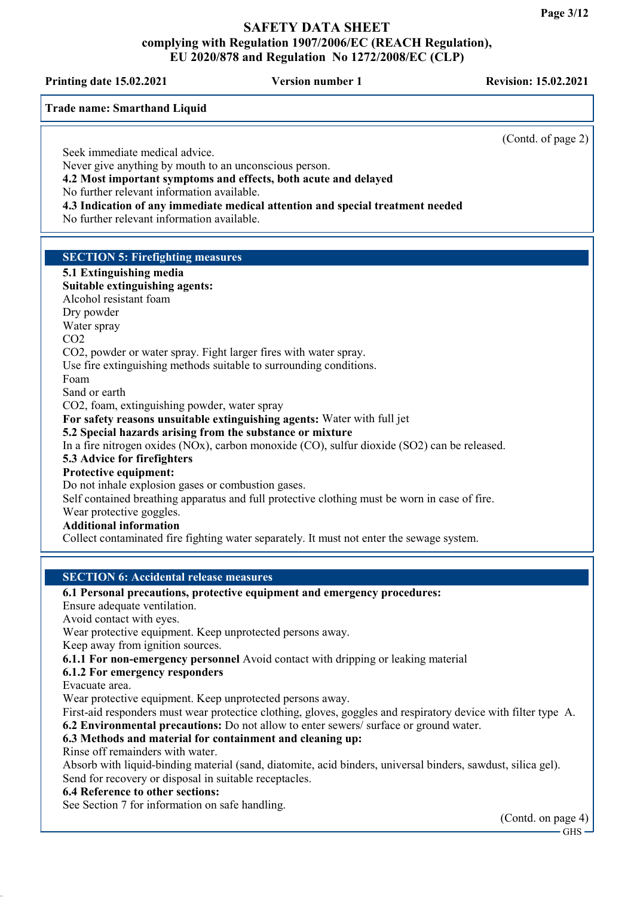Trade name: Smarthand Liquid

(Contd. of page 2)

Seek immediate medical advice.
Never give anything by mouth to an unconscious person.

**4.2 Most important symptoms and effects, both acute and delayed**
No further relevant information available.

**4.3 Indication of any immediate medical attention and special treatment needed**
No further relevant information available.

## SECTION 5: Firefighting measures

**5.1 Extinguishing media**
**Suitable extinguishing agents:**
Alcohol resistant foam
Dry powder
Water spray
$CO_2$
$CO_2$, powder or water spray. Fight larger fires with water spray.
Use fire extinguishing methods suitable to surrounding conditions.
Foam
Sand or earth
$CO_2$, foam, extinguishing powder, water spray
**For safety reasons unsuitable extinguishing agents:** Water with full jet

**5.2 Special hazards arising from the substance or mixture**
In a fire nitrogen oxides (NOx), carbon monoxide (CO), sulfur dioxide ($SO_2$) can be released.

**5.3 Advice for firefighters**
**Protective equipment:**
Do not inhale explosion gases or combustion gases.
Self contained breathing apparatus and full protective clothing must be worn in case of fire.
Wear protective goggles.
**Additional information**
Collect contaminated fire fighting water separately. It must not enter the sewage system.

## SECTION 6: Accidental release measures

**6.1 Personal precautions, protective equipment and emergency procedures:**
Ensure adequate ventilation.
Avoid contact with eyes.
Wear protective equipment. Keep unprotected persons away.
Keep away from ignition sources.
**6.1.1 For non-emergency personnel** Avoid contact with dripping or leaking material
**6.1.2 For emergency responders**
Evacuate area.
Wear protective equipment. Keep unprotected persons away.
First-aid responders must wear protectice clothing, gloves, goggles and respiratory device with filter type A.

**6.2 Environmental precautions:** Do not allow to enter sewers/ surface or ground water.

**6.3 Methods and material for containment and cleaning up:**
Rinse off remainders with water.
Absorb with liquid-binding material (sand, diatomite, acid binders, universal binders, sawdust, silica gel).
Send for recovery or disposal in suitable receptacles.

**6.4 Reference to other sections:**
See Section 7 for information on safe handling.

(Contd. on page 4)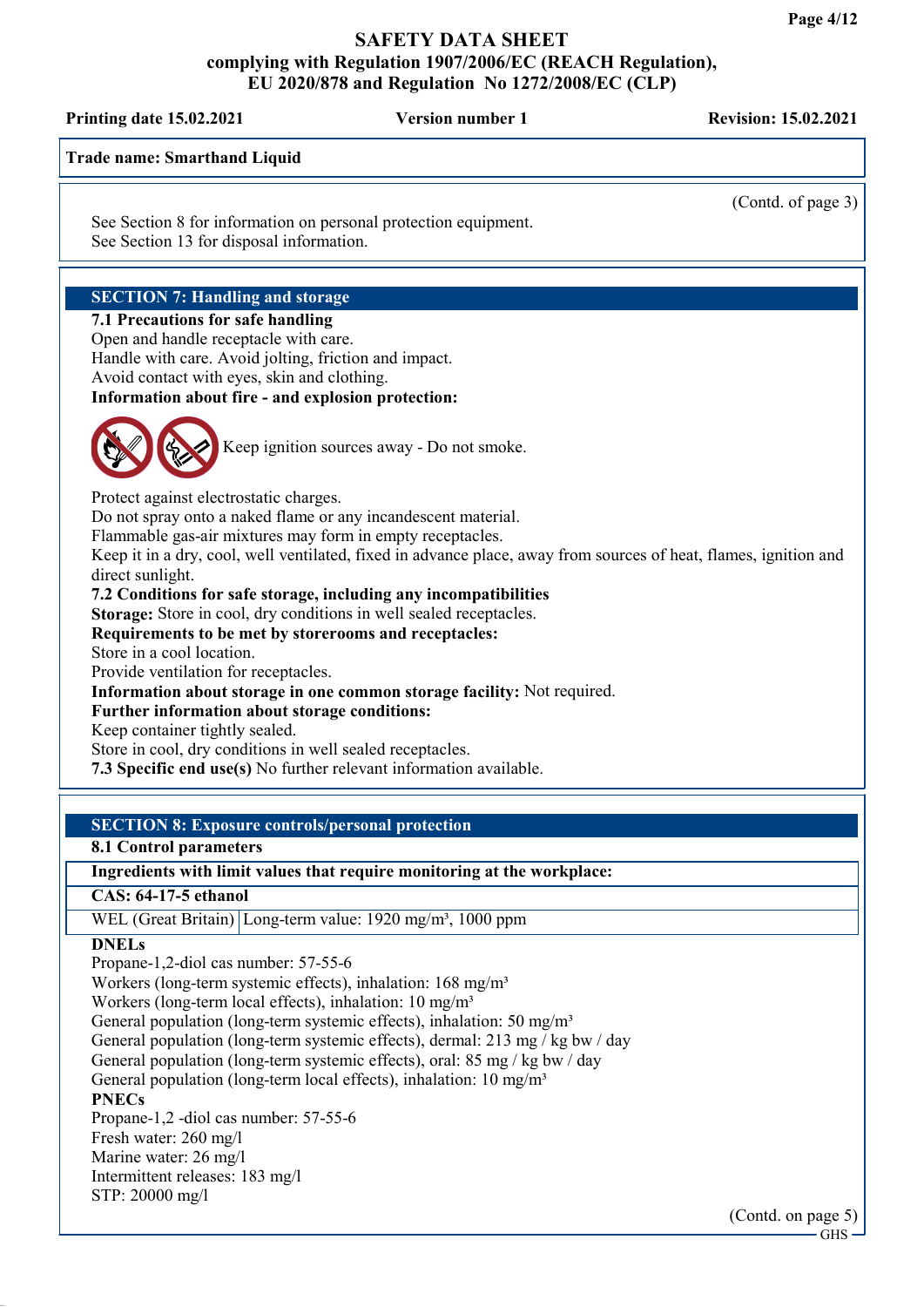(Contd. of page 3)

See Section 8 for information on personal protection equipment.
See Section 13 for disposal information.

## SECTION 7: Handling and storage

**7.1 Precautions for safe handling**
Open and handle receptacle with care.
Handle with care. Avoid jolting, friction and impact.
Avoid contact with eyes, skin and clothing.

**Information about fire - and explosion protection:**

Keep ignition sources away - Do not smoke.

Protect against electrostatic charges.
Do not spray onto a naked flame or any incandescent material.
Flammable gas-air mixtures may form in empty receptacles.
Keep it in a dry, cool, well ventilated, fixed in advance place, away from sources of heat, flames, ignition and direct sunlight.

**7.2 Conditions for safe storage, including any incompatibilities**
**Storage:** Store in cool, dry conditions in well sealed receptacles.
**Requirements to be met by storerooms and receptacles:**
Store in a cool location.
Provide ventilation for receptacles.
**Information about storage in one common storage facility:** Not required.
**Further information about storage conditions:**
Keep container tightly sealed.
Store in cool, dry conditions in well sealed receptacles.
**7.3 Specific end use(s)** No further relevant information available.

## SECTION 8: Exposure controls/personal protection

**8.1 Control parameters**

| **Ingredients with limit values that require monitoring at the workplace:** | |
|---|---|
| **CAS: 64-17-5 ethanol** | |
| WEL (Great Britain) | Long-term value: 1920 mg/m³, 1000 ppm |

**DNELs**
Propane-1,2-diol cas number: 57-55-6
Workers (long-term systemic effects), inhalation: 168 mg/m³
Workers (long-term local effects), inhalation: 10 mg/m³
General population (long-term systemic effects), inhalation: 50 mg/m³
General population (long-term systemic effects), dermal: 213 mg / kg bw / day
General population (long-term systemic effects), oral: 85 mg / kg bw / day
General population (long-term local effects), inhalation: 10 mg/m³

**PNECs**
Propane-1,2 -diol cas number: 57-55-6
Fresh water: 260 mg/l
Marine water: 26 mg/l
Intermittent releases: 183 mg/l
STP: 20000 mg/l

(Contd. on page 5)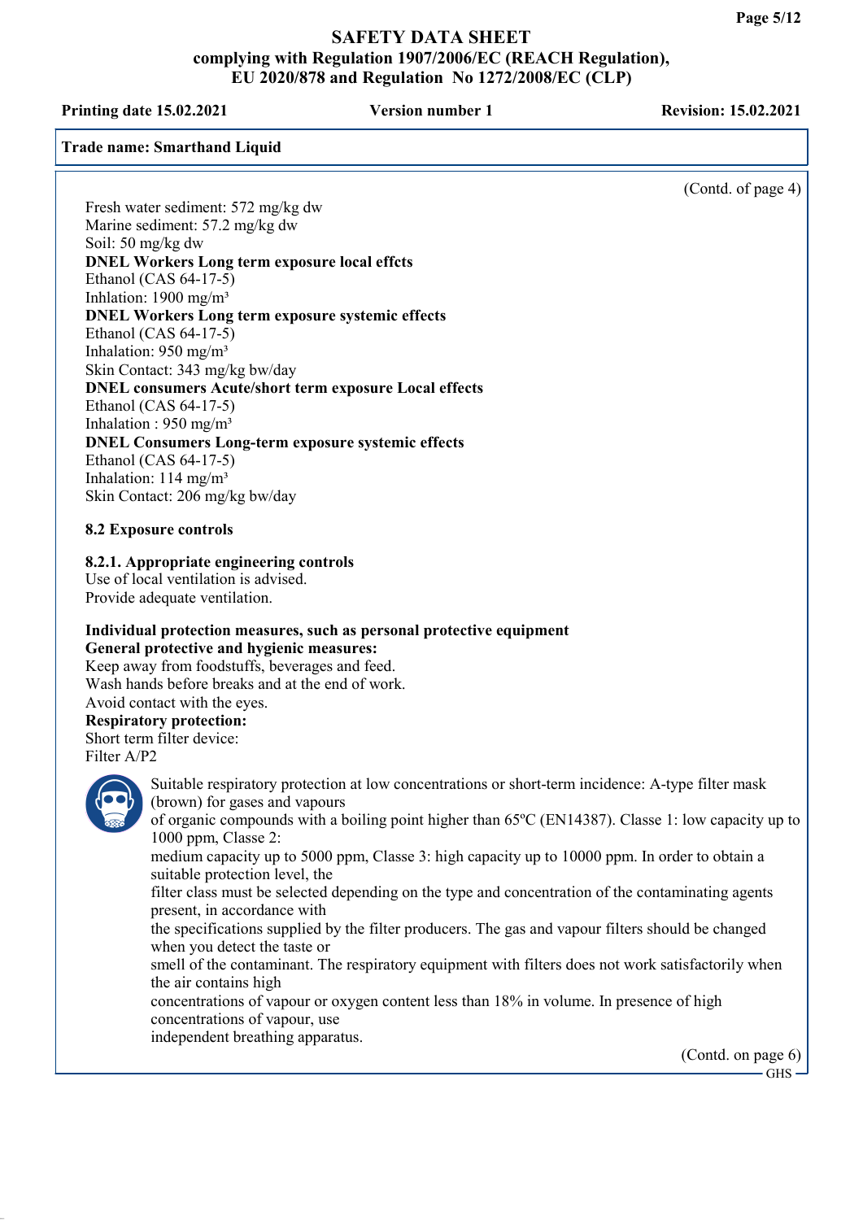Fresh water sediment: 572 mg/kg dw
Marine sediment: 57.2 mg/kg dw
Soil: 50 mg/kg dw

**DNEL Workers Long term exposure local effcts**
Ethanol (CAS 64-17-5)
Inhlation: 1900 mg/m³

**DNEL Workers Long term exposure systemic effects**
Ethanol (CAS 64-17-5)
Inhalation: 950 mg/m³
Skin Contact: 343 mg/kg bw/day

**DNEL consumers Acute/short term exposure Local effects**
Ethanol (CAS 64-17-5)
Inhalation : 950 mg/m³

**DNEL Consumers Long-term exposure systemic effects**
Ethanol (CAS 64-17-5)
Inhalation: 114 mg/m³
Skin Contact: 206 mg/kg bw/day

**8.2 Exposure controls**

**8.2.1. Appropriate engineering controls**
Use of local ventilation is advised.
Provide adequate ventilation.

**Individual protection measures, such as personal protective equipment**
**General protective and hygienic measures:**
Keep away from foodstuffs, beverages and feed.
Wash hands before breaks and at the end of work.
Avoid contact with the eyes.
**Respiratory protection:**
Short term filter device:
Filter A/P2

Suitable respiratory protection at low concentrations or short-term incidence: A-type filter mask (brown) for gases and vapours
of organic compounds with a boiling point higher than 65ºC (EN14387). Classe 1: low capacity up to 1000 ppm, Classe 2:
medium capacity up to 5000 ppm, Classe 3: high capacity up to 10000 ppm. In order to obtain a suitable protection level, the
filter class must be selected depending on the type and concentration of the contaminating agents present, in accordance with
the specifications supplied by the filter producers. The gas and vapour filters should be changed when you detect the taste or
smell of the contaminant. The respiratory equipment with filters does not work satisfactorily when the air contains high
concentrations of vapour or oxygen content less than 18% in volume. In presence of high concentrations of vapour, use
independent breathing apparatus.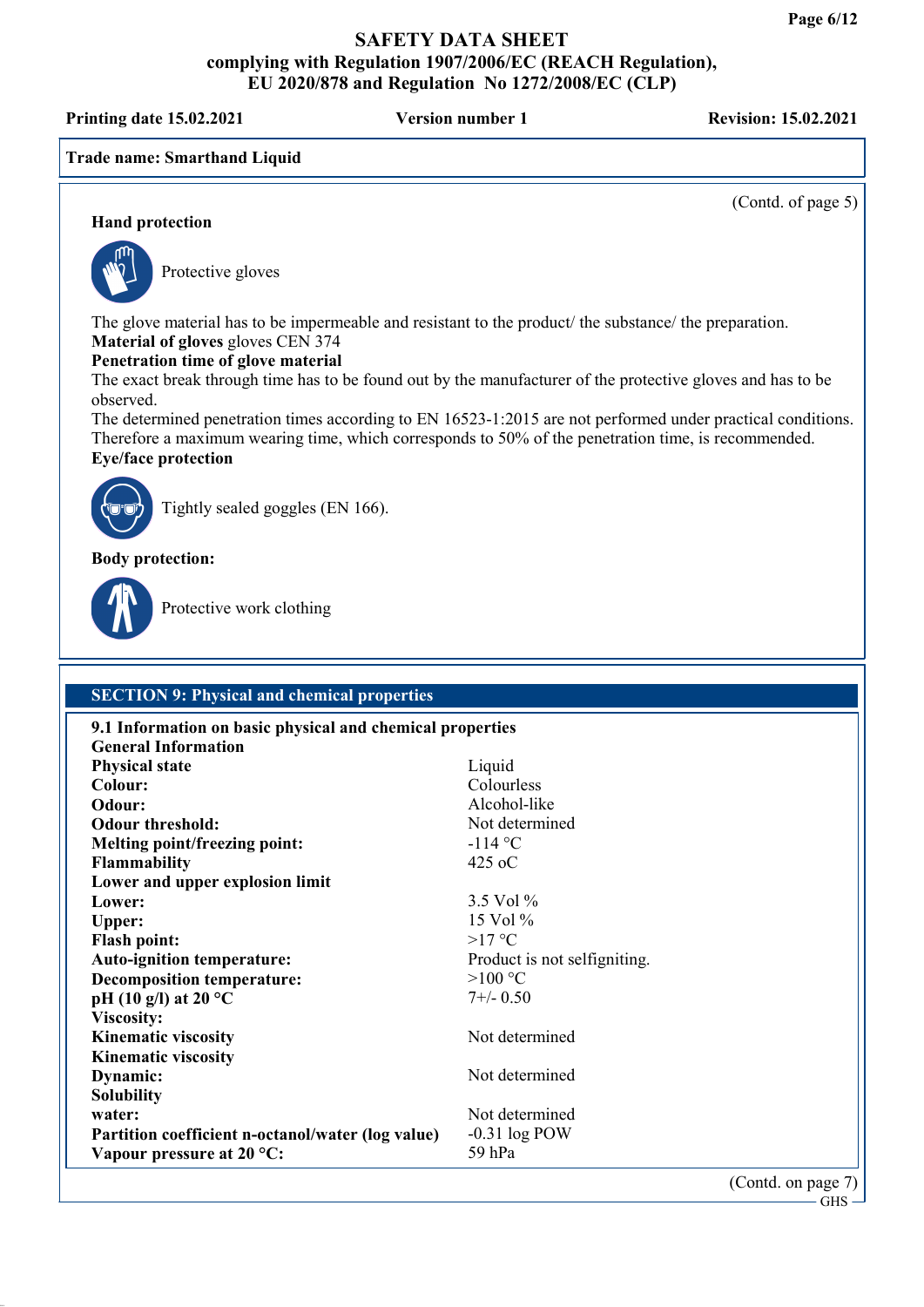Trade name: Smarthand Liquid

(Contd. of page 5)

**Hand protection**

Protective gloves

The glove material has to be impermeable and resistant to the product/ the substance/ the preparation.
**Material of gloves** gloves CEN 374
**Penetration time of glove material**
The exact break through time has to be found out by the manufacturer of the protective gloves and has to be observed.
The determined penetration times according to EN 16523-1:2015 are not performed under practical conditions. Therefore a maximum wearing time, which corresponds to 50% of the penetration time, is recommended.
**Eye/face protection**

Tightly sealed goggles (EN 166).

**Body protection:**

Protective work clothing

## SECTION 9: Physical and chemical properties

**9.1 Information on basic physical and chemical properties**

| **General Information** | |
|---|---|
| **Physical state** | Liquid |
| **Colour:** | Colourless |
| **Odour:** | Alcohol-like |
| **Odour threshold:** | Not determined |
| **Melting point/freezing point:** | -114 °C |
| **Flammability** | 425 oC |
| **Lower and upper explosion limit** | |
| **Lower:** | 3.5 Vol % |
| **Upper:** | 15 Vol % |
| **Flash point:** | >17 °C |
| **Auto-ignition temperature:** | Product is not selfigniting. |
| **Decomposition temperature:** | >100 °C |
| **pH (10 g/l) at 20 °C** | 7+/- 0.50 |
| **Viscosity:** | |
| **Kinematic viscosity** | Not determined |
| **Kinematic viscosity** | |
| **Dynamic:** | Not determined |
| **Solubility** | |
| **water:** | Not determined |
| **Partition coefficient n-octanol/water (log value)** | -0.31 log POW |
| **Vapour pressure at 20 °C:** | 59 hPa |

(Contd. on page 7)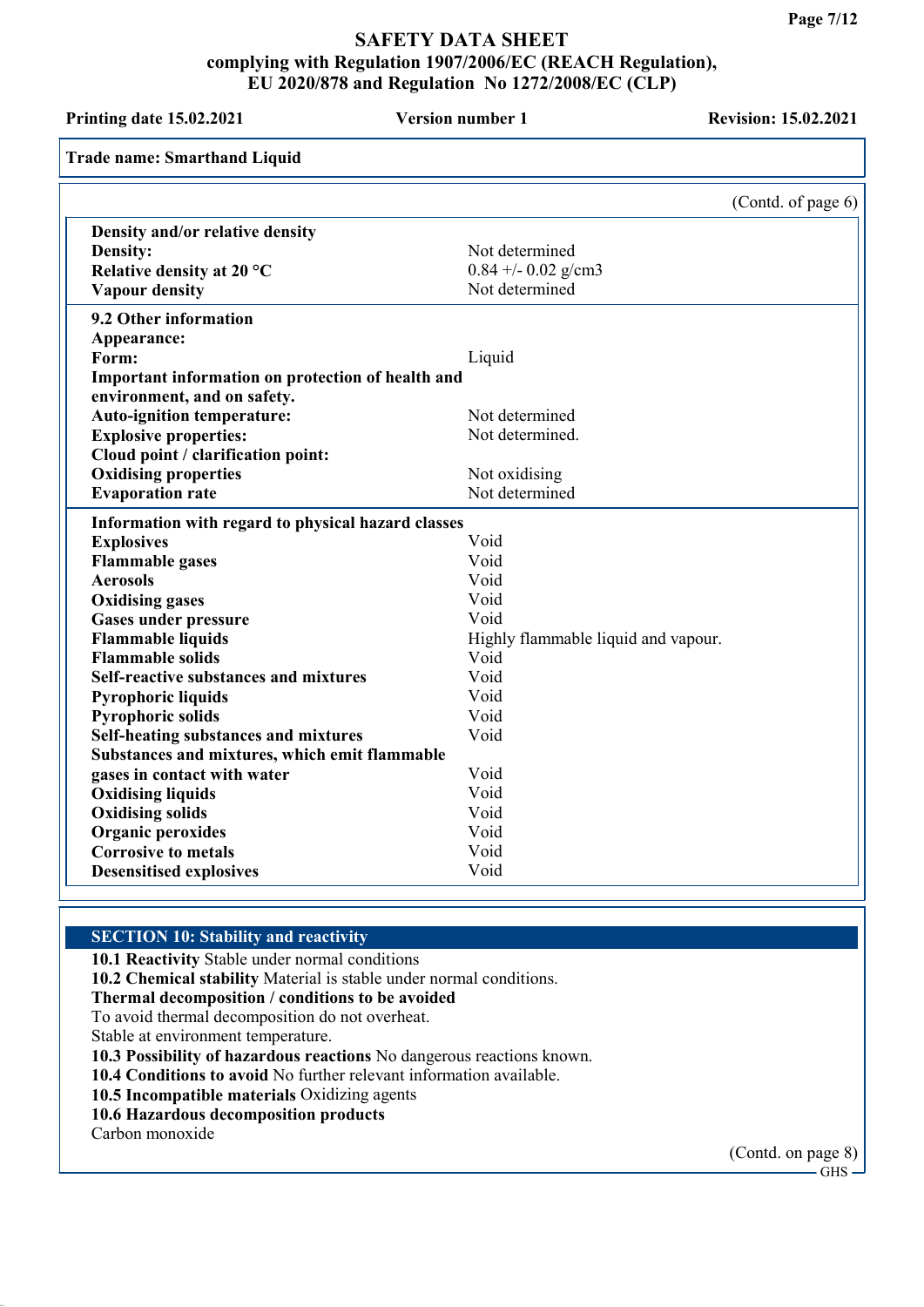**SAFETY DATA SHEET**
**complying with Regulation 1907/2006/EC (REACH Regulation), EU 2020/878 and Regulation No 1272/2008/EC (CLP)**

**Printing date 15.02.2021** | **Version number 1** | **Revision: 15.02.2021**

**Trade name: Smarthand Liquid**

(Contd. of page 6)

| | |
|---|---|
| **Density and/or relative density** | |
| **Density:** | Not determined |
| **Relative density at 20 °C** | 0.84 +/- 0.02 g/cm3 |
| **Vapour density** | Not determined |
| **9.2 Other information** | |
| **Appearance:** | |
| **Form:** | Liquid |
| **Important information on protection of health and environment, and on safety.** | |
| **Auto-ignition temperature:** | Not determined |
| **Explosive properties:** | Not determined. |
| **Cloud point / clarification point:** | |
| **Oxidising properties** | Not oxidising |
| **Evaporation rate** | Not determined |
| **Information with regard to physical hazard classes** | |
| **Explosives** | Void |
| **Flammable gases** | Void |
| **Aerosols** | Void |
| **Oxidising gases** | Void |
| **Gases under pressure** | Void |
| **Flammable liquids** | Highly flammable liquid and vapour. |
| **Flammable solids** | Void |
| **Self-reactive substances and mixtures** | Void |
| **Pyrophoric liquids** | Void |
| **Pyrophoric solids** | Void |
| **Self-heating substances and mixtures** | Void |
| **Substances and mixtures, which emit flammable gases in contact with water** | Void |
| **Oxidising liquids** | Void |
| **Oxidising solids** | Void |
| **Organic peroxides** | Void |
| **Corrosive to metals** | Void |
| **Desensitised explosives** | Void |

## SECTION 10: Stability and reactivity

**10.1 Reactivity** Stable under normal conditions

**10.2 Chemical stability** Material is stable under normal conditions.

**Thermal decomposition / conditions to be avoided**

To avoid thermal decomposition do not overheat.

Stable at environment temperature.

**10.3 Possibility of hazardous reactions** No dangerous reactions known.

**10.4 Conditions to avoid** No further relevant information available.

**10.5 Incompatible materials** Oxidizing agents

**10.6 Hazardous decomposition products**

Carbon monoxide

(Contd. on page 8)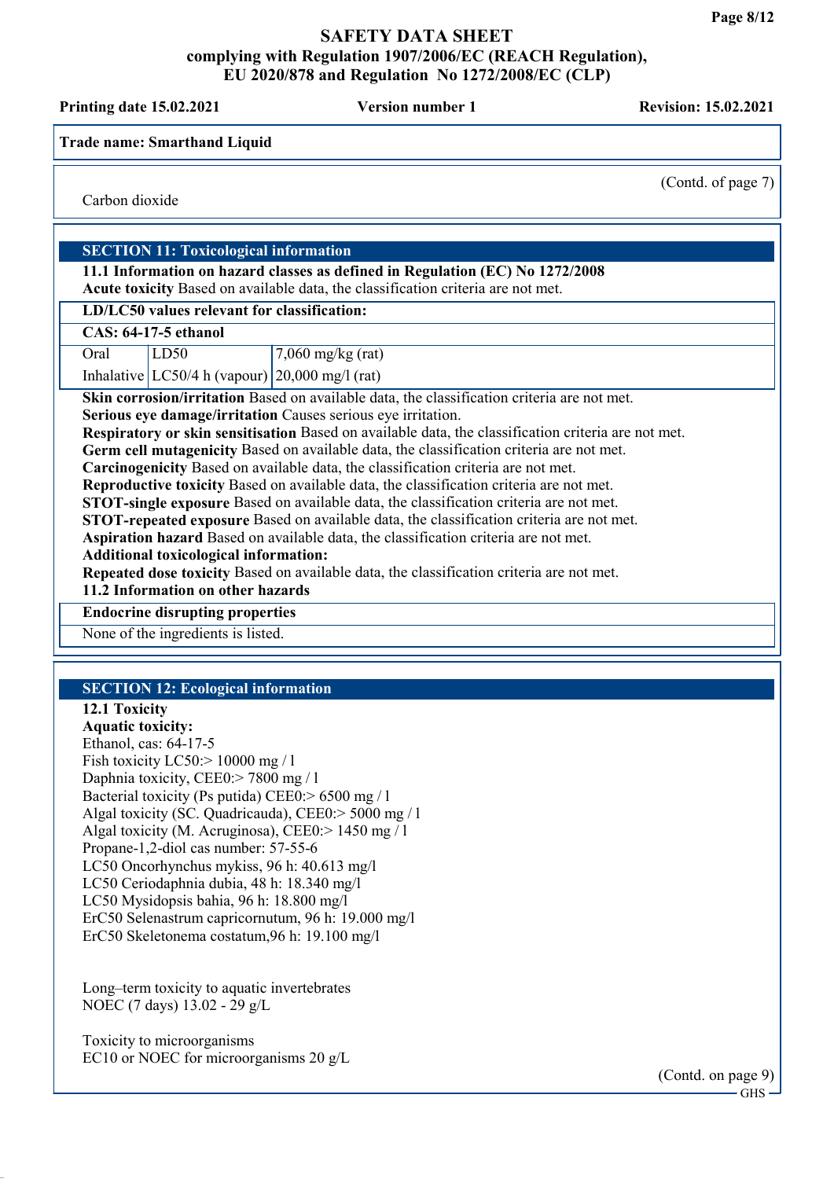**Trade name: Smarthand Liquid**

(Contd. of page 7)

Carbon dioxide

## SECTION 11: Toxicological information

**11.1 Information on hazard classes as defined in Regulation (EC) No 1272/2008**

**Acute toxicity** Based on available data, the classification criteria are not met.

| LD/LC50 values relevant for classification: | | |
|---|---|---|
| **CAS: 64-17-5 ethanol** | | |
| Oral | LD50 | 7,060 mg/kg (rat) |
| Inhalative | LC50/4 h (vapour) | 20,000 mg/l (rat) |

**Skin corrosion/irritation** Based on available data, the classification criteria are not met.
**Serious eye damage/irritation** Causes serious eye irritation.
**Respiratory or skin sensitisation** Based on available data, the classification criteria are not met.
**Germ cell mutagenicity** Based on available data, the classification criteria are not met.
**Carcinogenicity** Based on available data, the classification criteria are not met.
**Reproductive toxicity** Based on available data, the classification criteria are not met.
**STOT-single exposure** Based on available data, the classification criteria are not met.
**STOT-repeated exposure** Based on available data, the classification criteria are not met.
**Aspiration hazard** Based on available data, the classification criteria are not met.
**Additional toxicological information:**
**Repeated dose toxicity** Based on available data, the classification criteria are not met.

**11.2 Information on other hazards**

| Endocrine disrupting properties |
|---|
| None of the ingredients is listed. |

## SECTION 12: Ecological information

**12.1 Toxicity**

**Aquatic toxicity:**

Ethanol, cas: 64-17-5
Fish toxicity LC50:> 10000 mg / l
Daphnia toxicity, CEE0:> 7800 mg / l
Bacterial toxicity (Ps putida) CEE0:> 6500 mg / l
Algal toxicity (SC. Quadricauda), CEE0:> 5000 mg / l
Algal toxicity (M. Acruginosa), CEE0:> 1450 mg / l
Propane-1,2-diol cas number: 57-55-6
LC50 Oncorhynchus mykiss, 96 h: 40.613 mg/l
LC50 Ceriodaphnia dubia, 48 h: 18.340 mg/l
LC50 Mysidopsis bahia, 96 h: 18.800 mg/l
ErC50 Selenastrum capricornutum, 96 h: 19.000 mg/l
ErC50 Skeletonema costatum,96 h: 19.100 mg/l

Long–term toxicity to aquatic invertebrates
NOEC (7 days) 13.02 - 29 g/L

Toxicity to microorganisms
EC10 or NOEC for microorganisms 20 g/L

(Contd. on page 9)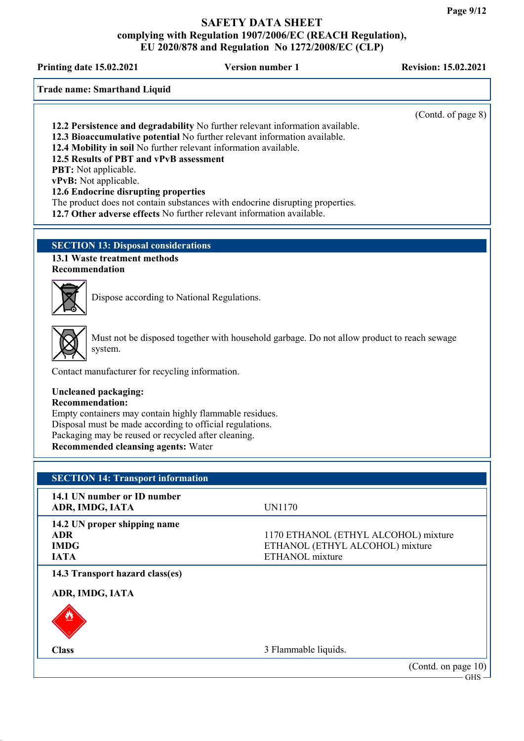**Trade name: Smarthand Liquid**

(Contd. of page 8)

**12.2 Persistence and degradability** No further relevant information available.
**12.3 Bioaccumulative potential** No further relevant information available.
**12.4 Mobility in soil** No further relevant information available.
**12.5 Results of PBT and vPvB assessment**
**PBT:** Not applicable.
**vPvB:** Not applicable.
**12.6 Endocrine disrupting properties**
The product does not contain substances with endocrine disrupting properties.
**12.7 Other adverse effects** No further relevant information available.

## SECTION 13: Disposal considerations

**13.1 Waste treatment methods**
**Recommendation**

Dispose according to National Regulations.

Must not be disposed together with household garbage. Do not allow product to reach sewage system.

Contact manufacturer for recycling information.

**Uncleaned packaging:**
**Recommendation:**
Empty containers may contain highly flammable residues.
Disposal must be made according to official regulations.
Packaging may be reused or recycled after cleaning.
**Recommended cleansing agents:** Water

## SECTION 14: Transport information

| | |
|---|---|
| **14.1 UN number or ID number** | |
| **ADR, IMDG, IATA** | UN1170 |
| **14.2 UN proper shipping name** | |
| **ADR** | 1170 ETHANOL (ETHYL ALCOHOL) mixture |
| **IMDG** | ETHANOL (ETHYL ALCOHOL) mixture |
| **IATA** | ETHANOL mixture |
| **14.3 Transport hazard class(es)** | |
| **ADR, IMDG, IATA** | |
| **Class** | 3 Flammable liquids. |

(Contd. on page 10)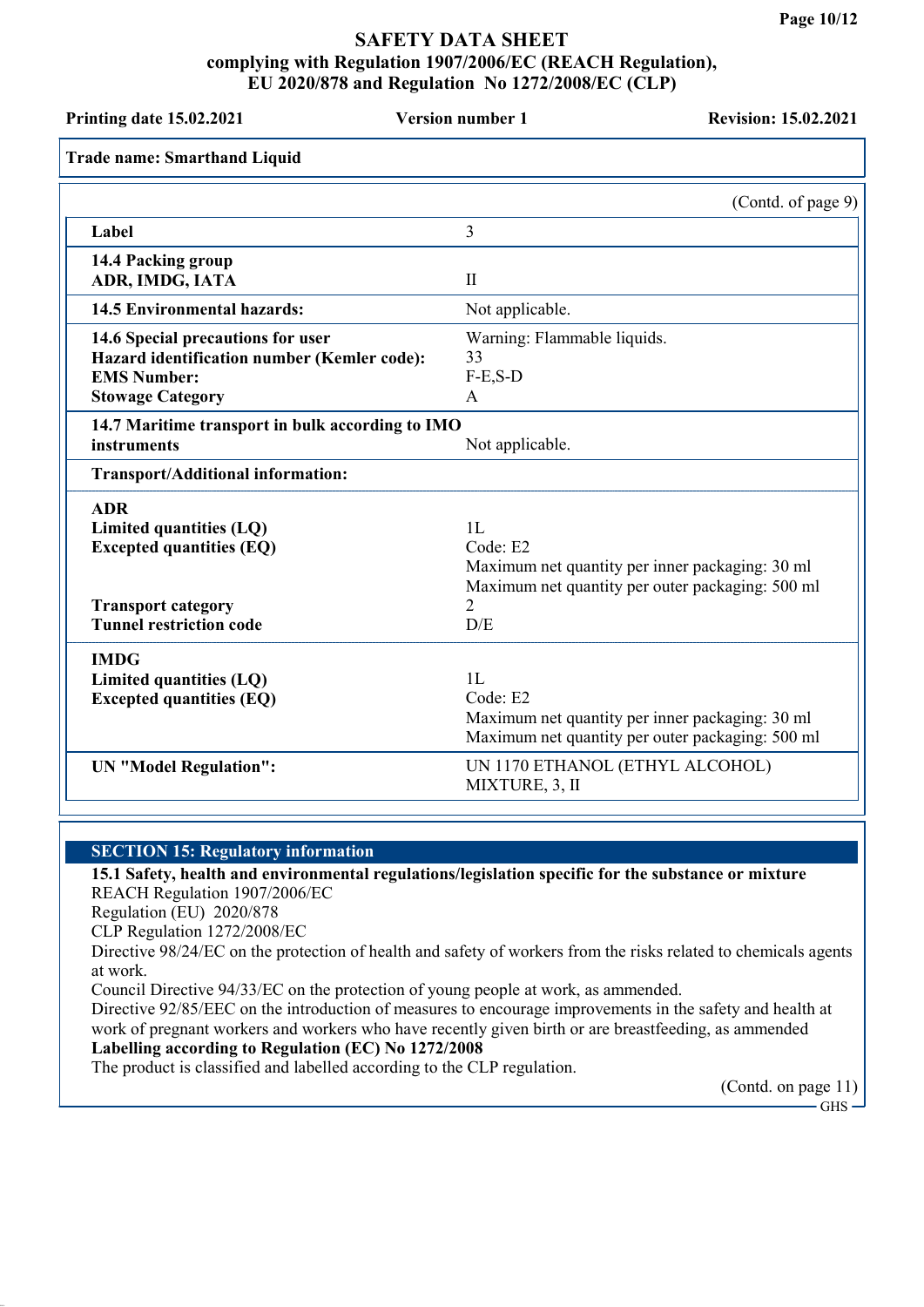**Trade name: Smarthand Liquid**

(Contd. of page 9)

| | |
|---|---|
| **Label** | 3 |
| **14.4 Packing group**<br>**ADR, IMDG, IATA** | II |
| **14.5 Environmental hazards:** | Not applicable. |
| **14.6 Special precautions for user**<br>**Hazard identification number (Kemler code):**<br>**EMS Number:**<br>**Stowage Category** | Warning: Flammable liquids.<br>33<br>F-E,S-D<br>A |
| **14.7 Maritime transport in bulk according to IMO instruments** | Not applicable. |
| **Transport/Additional information:** | |
| **ADR**<br>**Limited quantities (LQ)**<br>**Excepted quantities (EQ)** | <br>1L<br>Code: E2<br>Maximum net quantity per inner packaging: 30 ml<br>Maximum net quantity per outer packaging: 500 ml |
| **Transport category**<br>**Tunnel restriction code** | 2<br>D/E |
| **IMDG**<br>**Limited quantities (LQ)**<br>**Excepted quantities (EQ)** | <br>1L<br>Code: E2<br>Maximum net quantity per inner packaging: 30 ml<br>Maximum net quantity per outer packaging: 500 ml |
| **UN "Model Regulation":** | UN 1170 ETHANOL (ETHYL ALCOHOL) MIXTURE, 3, II |

## SECTION 15: Regulatory information

**15.1 Safety, health and environmental regulations/legislation specific for the substance or mixture**

REACH Regulation 1907/2006/EC
Regulation (EU) 2020/878
CLP Regulation 1272/2008/EC
Directive 98/24/EC on the protection of health and safety of workers from the risks related to chemicals agents at work.
Council Directive 94/33/EC on the protection of young people at work, as ammended.
Directive 92/85/EEC on the introduction of measures to encourage improvements in the safety and health at work of pregnant workers and workers who have recently given birth or are breastfeeding, as ammended

**Labelling according to Regulation (EC) No 1272/2008**

The product is classified and labelled according to the CLP regulation.

(Contd. on page 11)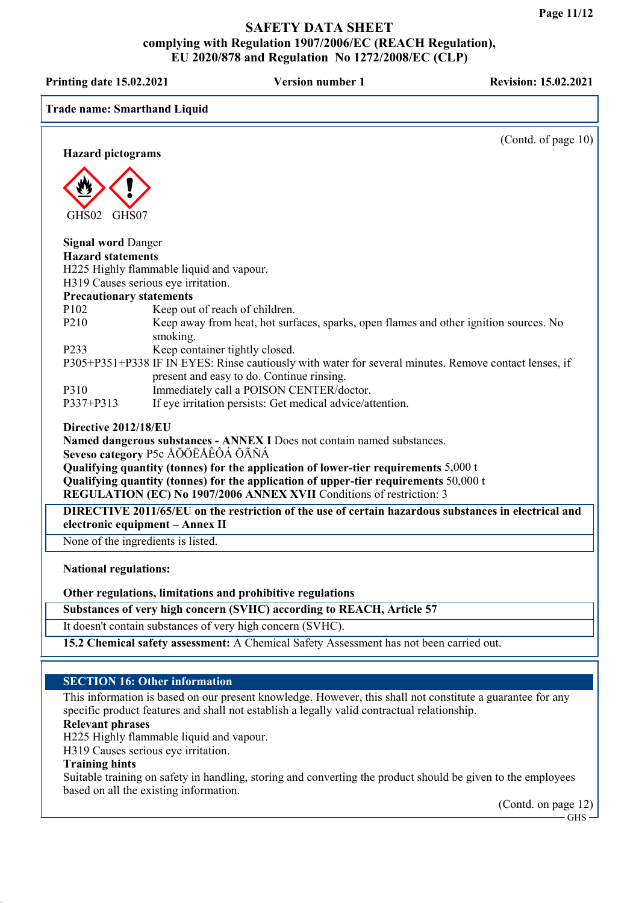(Contd. of page 10)

**Hazard pictograms**

GHS02 GHS07

**Signal word** Danger

**Hazard statements**

H225 Highly flammable liquid and vapour.

H319 Causes serious eye irritation.

**Precautionary statements**

| | |
|---|---|
| P102 | Keep out of reach of children. |
| P210 | Keep away from heat, hot surfaces, sparks, open flames and other ignition sources. No smoking. |
| P233 | Keep container tightly closed. |
| P305+P351+P338 | IF IN EYES: Rinse cautiously with water for several minutes. Remove contact lenses, if present and easy to do. Continue rinsing. |
| P310 | Immediately call a POISON CENTER/doctor. |
| P337+P313 | If eye irritation persists: Get medical advice/attention. |

**Directive 2012/18/EU**

**Named dangerous substances - ANNEX I** Does not contain named substances.

**Seveso category** P5c ÅÕÖËÅÊÔÁ ÕÃÑÁ

**Qualifying quantity (tonnes) for the application of lower-tier requirements** 5,000 t

**Qualifying quantity (tonnes) for the application of upper-tier requirements** 50,000 t

**REGULATION (EC) No 1907/2006 ANNEX XVII** Conditions of restriction: 3

**DIRECTIVE 2011/65/EU on the restriction of the use of certain hazardous substances in electrical and electronic equipment – Annex II**

None of the ingredients is listed.

**National regulations:**

**Other regulations, limitations and prohibitive regulations**

**Substances of very high concern (SVHC) according to REACH, Article 57**

It doesn't contain substances of very high concern (SVHC).

**15.2 Chemical safety assessment:** A Chemical Safety Assessment has not been carried out.

## SECTION 16: Other information

This information is based on our present knowledge. However, this shall not constitute a guarantee for any specific product features and shall not establish a legally valid contractual relationship.

**Relevant phrases**

H225 Highly flammable liquid and vapour.

H319 Causes serious eye irritation.

**Training hints**

Suitable training on safety in handling, storing and converting the product should be given to the employees based on all the existing information.

(Contd. on page 12)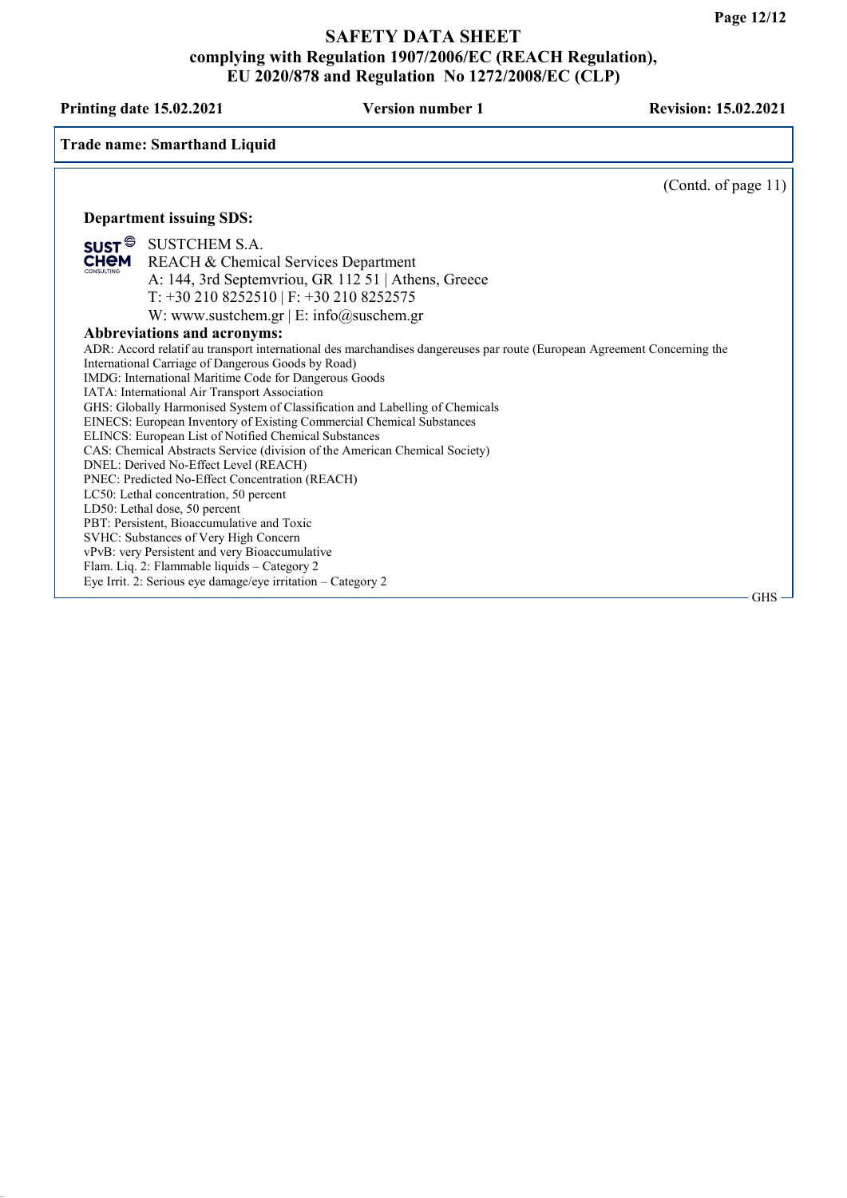(Contd. of page 11)

**Department issuing SDS:**

SUSTCHEM S.A.
REACH & Chemical Services Department
A: 144, 3rd Septemvriou, GR 112 51 | Athens, Greece
T: +30 210 8252510 | F: +30 210 8252575
W: www.sustchem.gr | E: info@suschem.gr

**Abbreviations and acronyms:**

ADR: Accord relatif au transport international des marchandises dangereuses par route (European Agreement Concerning the International Carriage of Dangerous Goods by Road)
IMDG: International Maritime Code for Dangerous Goods
IATA: International Air Transport Association
GHS: Globally Harmonised System of Classification and Labelling of Chemicals
EINECS: European Inventory of Existing Commercial Chemical Substances
ELINCS: European List of Notified Chemical Substances
CAS: Chemical Abstracts Service (division of the American Chemical Society)
DNEL: Derived No-Effect Level (REACH)
PNEC: Predicted No-Effect Concentration (REACH)
LC50: Lethal concentration, 50 percent
LD50: Lethal dose, 50 percent
PBT: Persistent, Bioaccumulative and Toxic
SVHC: Substances of Very High Concern
vPvB: very Persistent and very Bioaccumulative
Flam. Liq. 2: Flammable liquids – Category 2
Eye Irrit. 2: Serious eye damage/eye irritation – Category 2